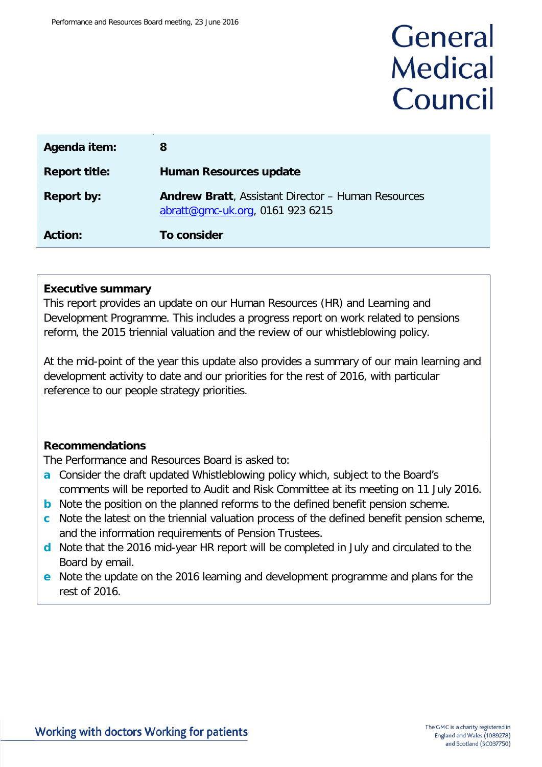# General Medical Council

| | |
|---|---|
| **Agenda item:** | **8** |
| **Report title:** | **Human Resources update** |
| **Report by:** | **Andrew Bratt**, Assistant Director – Human Resources<br>abratt@gmc-uk.org, 0161 923 6215 |
| **Action:** | **To consider** |

**Executive summary**

This report provides an update on our Human Resources (HR) and Learning and Development Programme. This includes a progress report on work related to pensions reform, the 2015 triennial valuation and the review of our whistleblowing policy.

At the mid-point of the year this update also provides a summary of our main learning and development activity to date and our priorities for the rest of 2016, with particular reference to our people strategy priorities.

**Recommendations**

The Performance and Resources Board is asked to:

- **a** Consider the draft updated Whistleblowing policy which, subject to the Board's comments will be reported to Audit and Risk Committee at its meeting on 11 July 2016.
- **b** Note the position on the planned reforms to the defined benefit pension scheme.
- **c** Note the latest on the triennial valuation process of the defined benefit pension scheme, and the information requirements of Pension Trustees.
- **d** Note that the 2016 mid-year HR report will be completed in July and circulated to the Board by email.
- **e** Note the update on the 2016 learning and development programme and plans for the rest of 2016.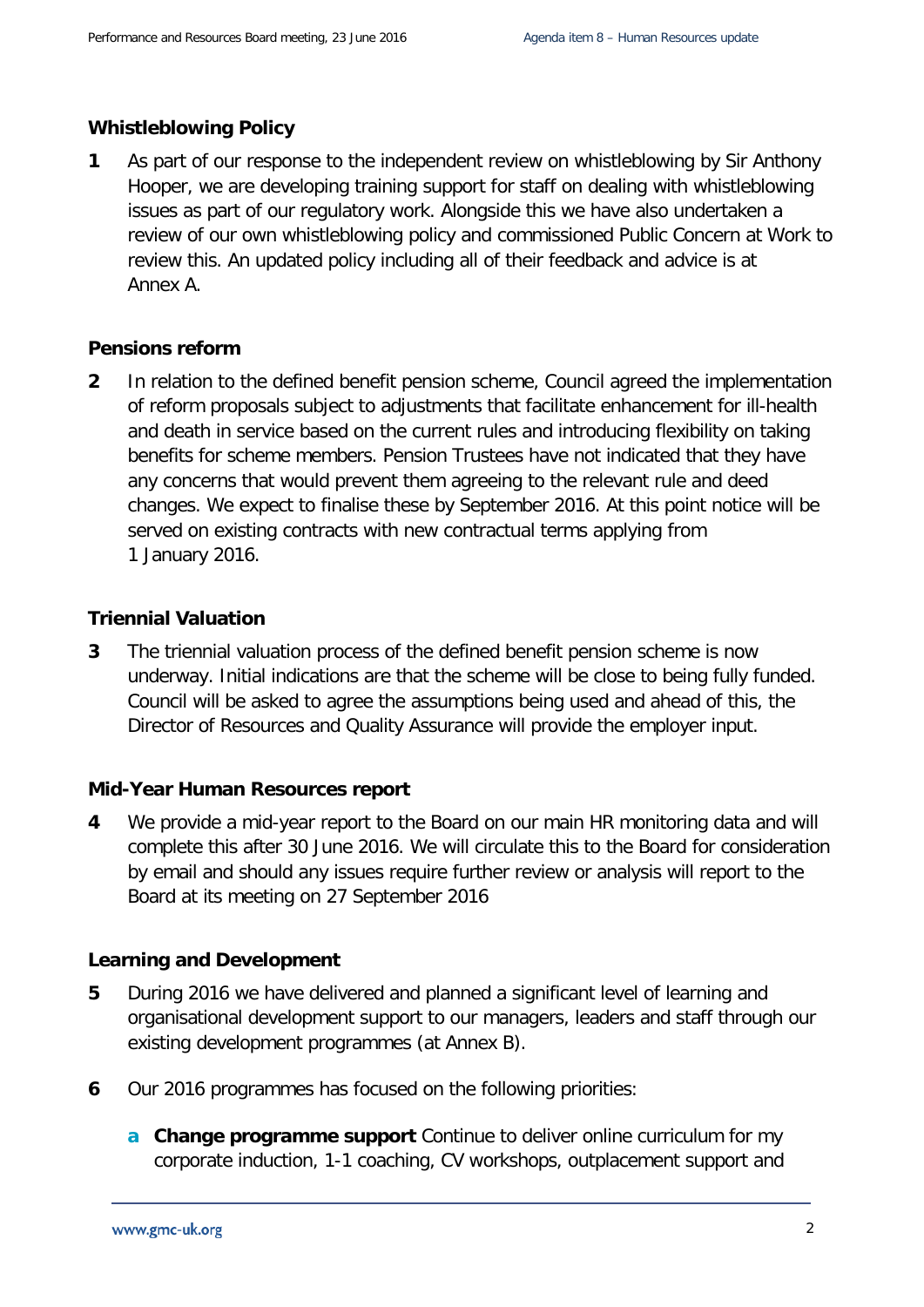## Whistleblowing Policy

**1** As part of our response to the independent review on whistleblowing by Sir Anthony Hooper, we are developing training support for staff on dealing with whistleblowing issues as part of our regulatory work. Alongside this we have also undertaken a review of our own whistleblowing policy and commissioned Public Concern at Work to review this. An updated policy including all of their feedback and advice is at Annex A.

## Pensions reform

**2** In relation to the defined benefit pension scheme, Council agreed the implementation of reform proposals subject to adjustments that facilitate enhancement for ill-health and death in service based on the current rules and introducing flexibility on taking benefits for scheme members. Pension Trustees have not indicated that they have any concerns that would prevent them agreeing to the relevant rule and deed changes. We expect to finalise these by September 2016. At this point notice will be served on existing contracts with new contractual terms applying from 1 January 2016.

## Triennial Valuation

**3** The triennial valuation process of the defined benefit pension scheme is now underway. Initial indications are that the scheme will be close to being fully funded. Council will be asked to agree the assumptions being used and ahead of this, the Director of Resources and Quality Assurance will provide the employer input.

## Mid-Year Human Resources report

**4** We provide a mid-year report to the Board on our main HR monitoring data and will complete this after 30 June 2016. We will circulate this to the Board for consideration by email and should any issues require further review or analysis will report to the Board at its meeting on 27 September 2016

## Learning and Development

**5** During 2016 we have delivered and planned a significant level of learning and organisational development support to our managers, leaders and staff through our existing development programmes (at Annex B).

**6** Our 2016 programmes has focused on the following priorities:

a **Change programme support** Continue to deliver online curriculum for my corporate induction, 1-1 coaching, CV workshops, outplacement support and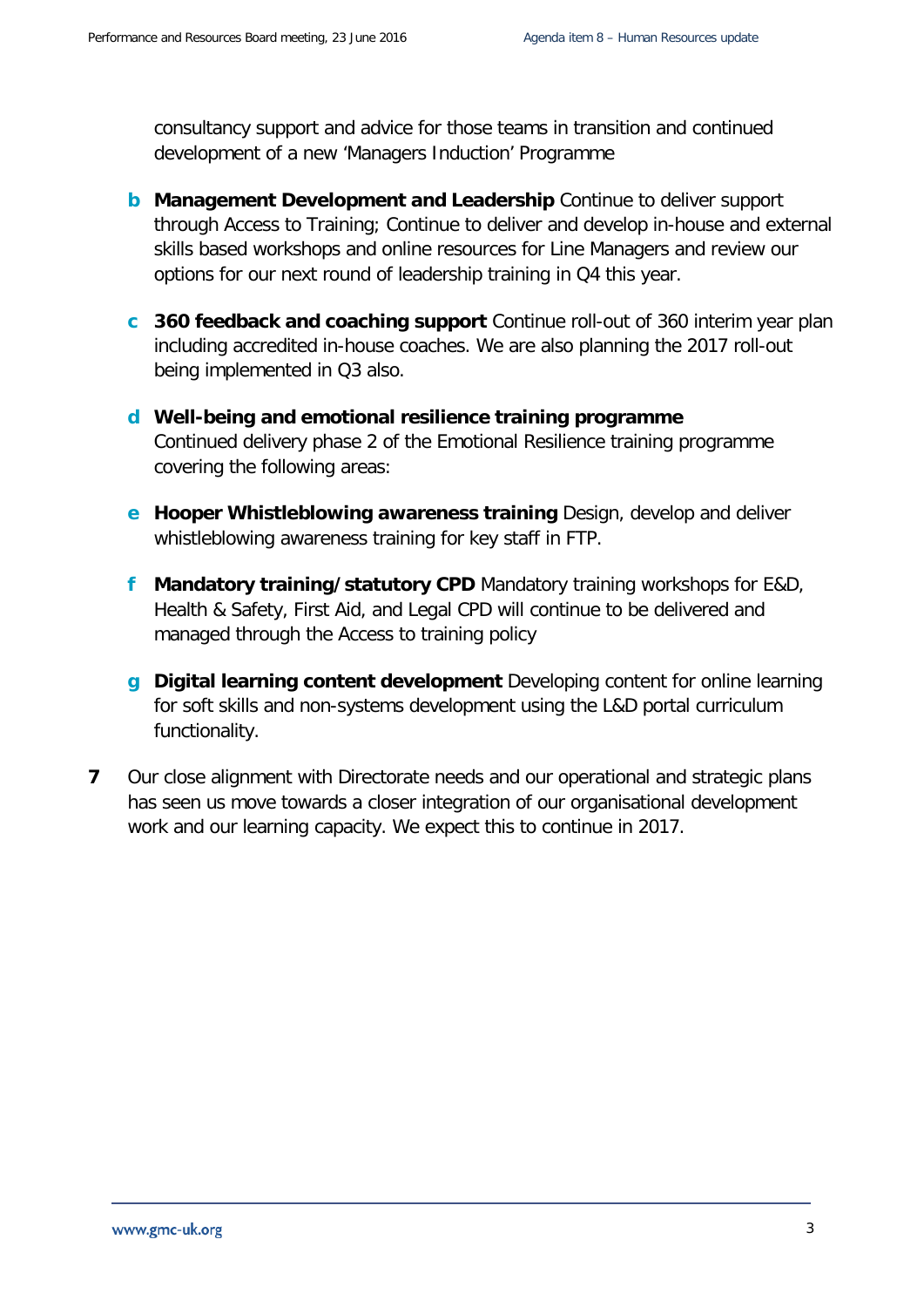consultancy support and advice for those teams in transition and continued development of a new 'Managers Induction' Programme

- **b** **Management Development and Leadership** Continue to deliver support through Access to Training; Continue to deliver and develop in-house and external skills based workshops and online resources for Line Managers and review our options for our next round of leadership training in Q4 this year.

- **c** **360 feedback and coaching support** Continue roll-out of 360 interim year plan including accredited in-house coaches. We are also planning the 2017 roll-out being implemented in Q3 also.

- **d** **Well-being and emotional resilience training programme** Continued delivery phase 2 of the Emotional Resilience training programme covering the following areas:

- **e** **Hooper Whistleblowing awareness training** Design, develop and deliver whistleblowing awareness training for key staff in FTP.

- **f** **Mandatory training/statutory CPD** Mandatory training workshops for E&D, Health & Safety, First Aid, and Legal CPD will continue to be delivered and managed through the Access to training policy

- **g** **Digital learning content development** Developing content for online learning for soft skills and non-systems development using the L&D portal curriculum functionality.

**7** Our close alignment with Directorate needs and our operational and strategic plans has seen us move towards a closer integration of our organisational development work and our learning capacity. We expect this to continue in 2017.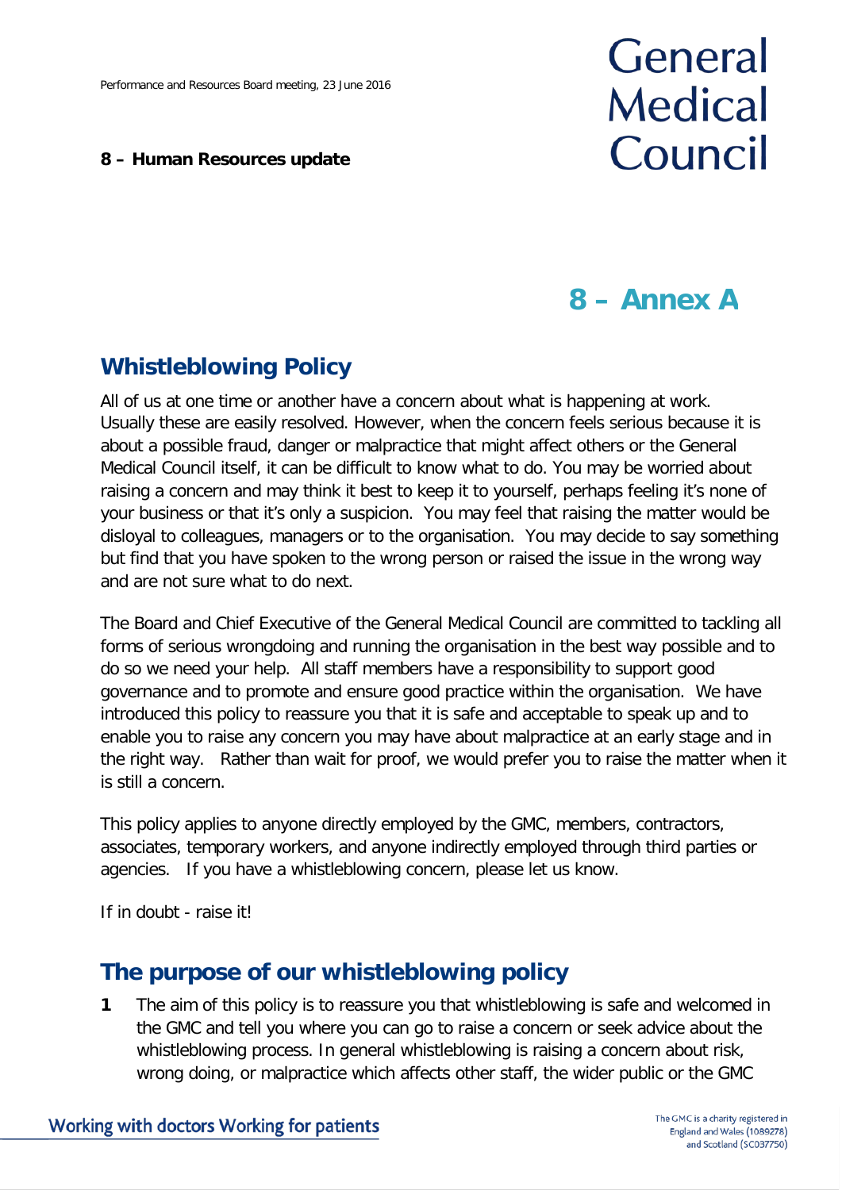## 8 – Annex A

## Whistleblowing Policy

All of us at one time or another have a concern about what is happening at work. Usually these are easily resolved. However, when the concern feels serious because it is about a possible fraud, danger or malpractice that might affect others or the General Medical Council itself, it can be difficult to know what to do. You may be worried about raising a concern and may think it best to keep it to yourself, perhaps feeling it's none of your business or that it's only a suspicion. You may feel that raising the matter would be disloyal to colleagues, managers or to the organisation. You may decide to say something but find that you have spoken to the wrong person or raised the issue in the wrong way and are not sure what to do next.

The Board and Chief Executive of the General Medical Council are committed to tackling all forms of serious wrongdoing and running the organisation in the best way possible and to do so we need your help. All staff members have a responsibility to support good governance and to promote and ensure good practice within the organisation. We have introduced this policy to reassure you that it is safe and acceptable to speak up and to enable you to raise any concern you may have about malpractice at an early stage and in the right way. Rather than wait for proof, we would prefer you to raise the matter when it is still a concern.

This policy applies to anyone directly employed by the GMC, members, contractors, associates, temporary workers, and anyone indirectly employed through third parties or agencies. If you have a whistleblowing concern, please let us know.

If in doubt - raise it!

## The purpose of our whistleblowing policy

**1** The aim of this policy is to reassure you that whistleblowing is safe and welcomed in the GMC and tell you where you can go to raise a concern or seek advice about the whistleblowing process. In general whistleblowing is raising a concern about risk, wrong doing, or malpractice which affects other staff, the wider public or the GMC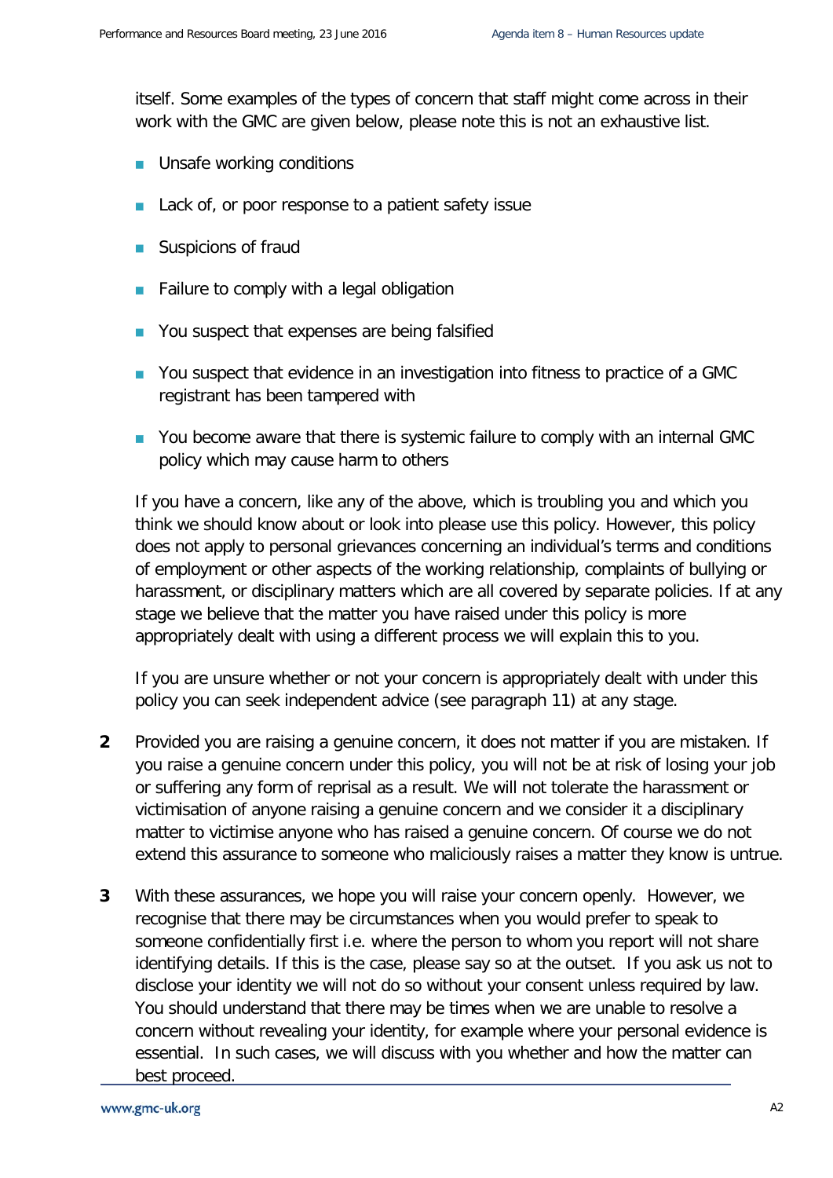itself. Some examples of the types of concern that staff might come across in their work with the GMC are given below, please note this is not an exhaustive list.

- Unsafe working conditions
- Lack of, or poor response to a patient safety issue
- Suspicions of fraud
- Failure to comply with a legal obligation
- You suspect that expenses are being falsified
- You suspect that evidence in an investigation into fitness to practice of a GMC registrant has been tampered with
- You become aware that there is systemic failure to comply with an internal GMC policy which may cause harm to others

If you have a concern, like any of the above, which is troubling you and which you think we should know about or look into please use this policy. However, this policy does not apply to personal grievances concerning an individual's terms and conditions of employment or other aspects of the working relationship, complaints of bullying or harassment, or disciplinary matters which are all covered by separate policies. If at any stage we believe that the matter you have raised under this policy is more appropriately dealt with using a different process we will explain this to you.

If you are unsure whether or not your concern is appropriately dealt with under this policy you can seek independent advice (see paragraph 11) at any stage.

**2** Provided you are raising a genuine concern, it does not matter if you are mistaken. If you raise a genuine concern under this policy, you will not be at risk of losing your job or suffering any form of reprisal as a result. We will not tolerate the harassment or victimisation of anyone raising a genuine concern and we consider it a disciplinary matter to victimise anyone who has raised a genuine concern. Of course we do not extend this assurance to someone who maliciously raises a matter they know is untrue.

**3** With these assurances, we hope you will raise your concern openly. However, we recognise that there may be circumstances when you would prefer to speak to someone confidentially first i.e. where the person to whom you report will not share identifying details. If this is the case, please say so at the outset. If you ask us not to disclose your identity we will not do so without your consent unless required by law. You should understand that there may be times when we are unable to resolve a concern without revealing your identity, for example where your personal evidence is essential. In such cases, we will discuss with you whether and how the matter can best proceed.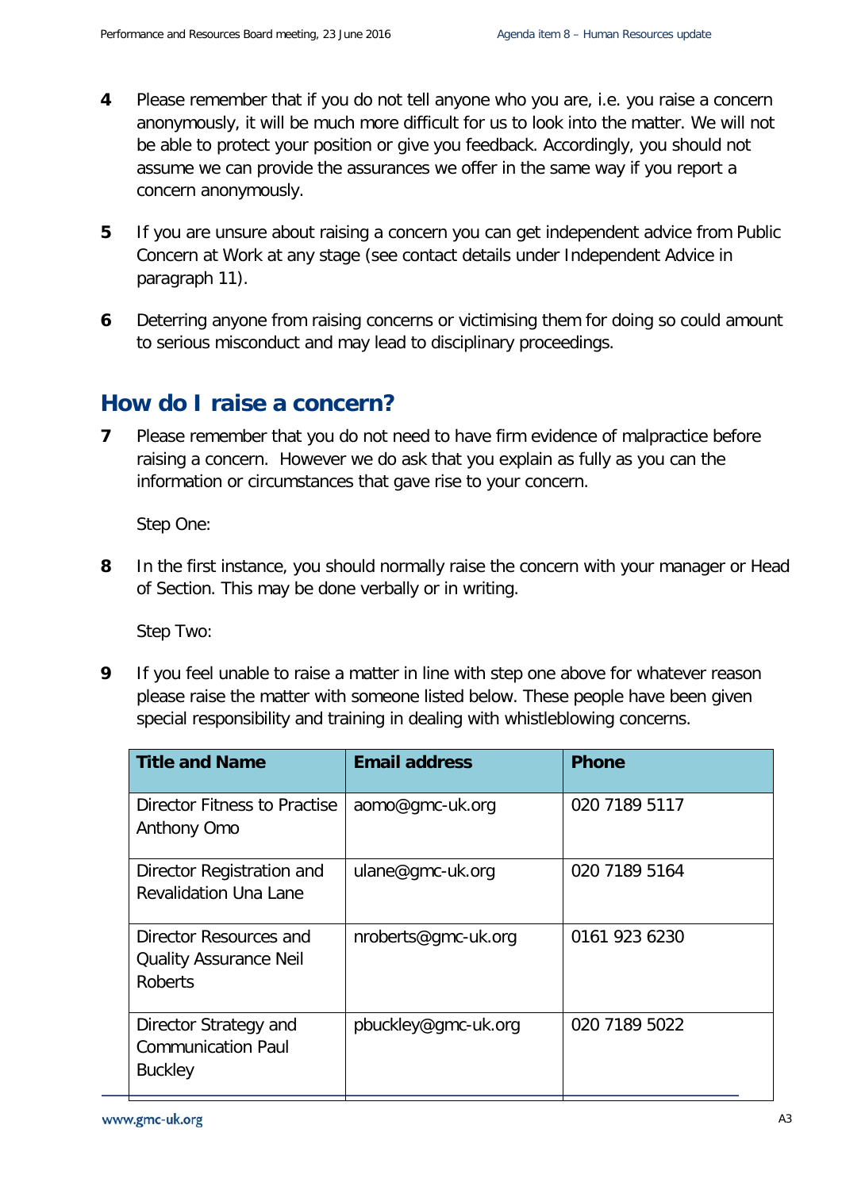4 Please remember that if you do not tell anyone who you are, i.e. you raise a concern anonymously, it will be much more difficult for us to look into the matter. We will not be able to protect your position or give you feedback. Accordingly, you should not assume we can provide the assurances we offer in the same way if you report a concern anonymously.

5 If you are unsure about raising a concern you can get independent advice from Public Concern at Work at any stage (see contact details under Independent Advice in paragraph 11).

6 Deterring anyone from raising concerns or victimising them for doing so could amount to serious misconduct and may lead to disciplinary proceedings.

## How do I raise a concern?

7 Please remember that you do not need to have firm evidence of malpractice before raising a concern. However we do ask that you explain as fully as you can the information or circumstances that gave rise to your concern.

Step One:

8 In the first instance, you should normally raise the concern with your manager or Head of Section. This may be done verbally or in writing.

Step Two:

9 If you feel unable to raise a matter in line with step one above for whatever reason please raise the matter with someone listed below. These people have been given special responsibility and training in dealing with whistleblowing concerns.

| Title and Name | Email address | Phone |
|---|---|---|
| Director Fitness to Practise Anthony Omo | aomo@gmc-uk.org | 020 7189 5117 |
| Director Registration and Revalidation Una Lane | ulane@gmc-uk.org | 020 7189 5164 |
| Director Resources and Quality Assurance Neil Roberts | nroberts@gmc-uk.org | 0161 923 6230 |
| Director Strategy and Communication Paul Buckley | pbuckley@gmc-uk.org | 020 7189 5022 |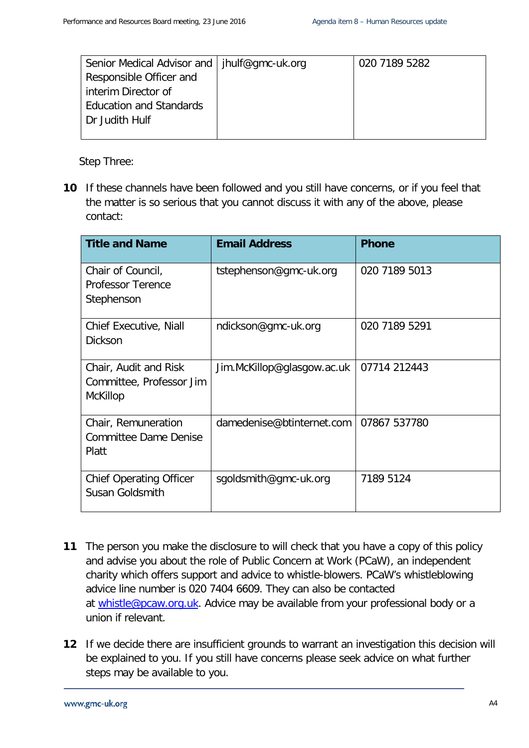| | | |
|---|---|---|
| Senior Medical Advisor and Responsible Officer and interim Director of Education and Standards Dr Judith Hulf | jhulf@gmc-uk.org | 020 7189 5282 |

Step Three:

**10** If these channels have been followed and you still have concerns, or if you feel that the matter is so serious that you cannot discuss it with any of the above, please contact:

| **Title and Name** | **Email Address** | **Phone** |
|---|---|---|
| Chair of Council, Professor Terence Stephenson | tstephenson@gmc-uk.org | 020 7189 5013 |
| Chief Executive, Niall Dickson | ndickson@gmc-uk.org | 020 7189 5291 |
| Chair, Audit and Risk Committee, Professor Jim McKillop | Jim.McKillop@glasgow.ac.uk | 07714 212443 |
| Chair, Remuneration Committee Dame Denise Platt | damedenise@btinternet.com | 07867 537780 |
| Chief Operating Officer Susan Goldsmith | sgoldsmith@gmc-uk.org | 7189 5124 |

**11** The person you make the disclosure to will check that you have a copy of this policy and advise you about the role of Public Concern at Work (PCaW), an independent charity which offers support and advice to whistle-blowers. PCaW's whistleblowing advice line number is 020 7404 6609. They can also be contacted at whistle@pcaw.org.uk. Advice may be available from your professional body or a union if relevant.

**12** If we decide there are insufficient grounds to warrant an investigation this decision will be explained to you. If you still have concerns please seek advice on what further steps may be available to you.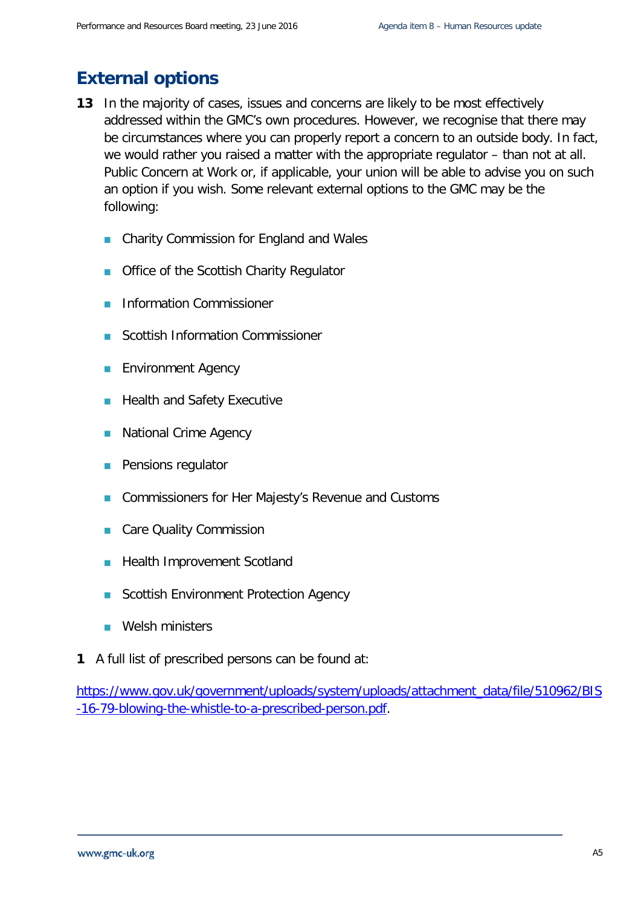## External options

**13** In the majority of cases, issues and concerns are likely to be most effectively addressed within the GMC's own procedures. However, we recognise that there may be circumstances where you can properly report a concern to an outside body. In fact, we would rather you raised a matter with the appropriate regulator – than not at all. Public Concern at Work or, if applicable, your union will be able to advise you on such an option if you wish. Some relevant external options to the GMC may be the following:

- Charity Commission for England and Wales
- Office of the Scottish Charity Regulator
- Information Commissioner
- Scottish Information Commissioner
- Environment Agency
- Health and Safety Executive
- National Crime Agency
- Pensions regulator
- Commissioners for Her Majesty's Revenue and Customs
- Care Quality Commission
- Health Improvement Scotland
- Scottish Environment Protection Agency
- Welsh ministers

**1** A full list of prescribed persons can be found at:

https://www.gov.uk/government/uploads/system/uploads/attachment_data/file/510962/BIS-16-79-blowing-the-whistle-to-a-prescribed-person.pdf.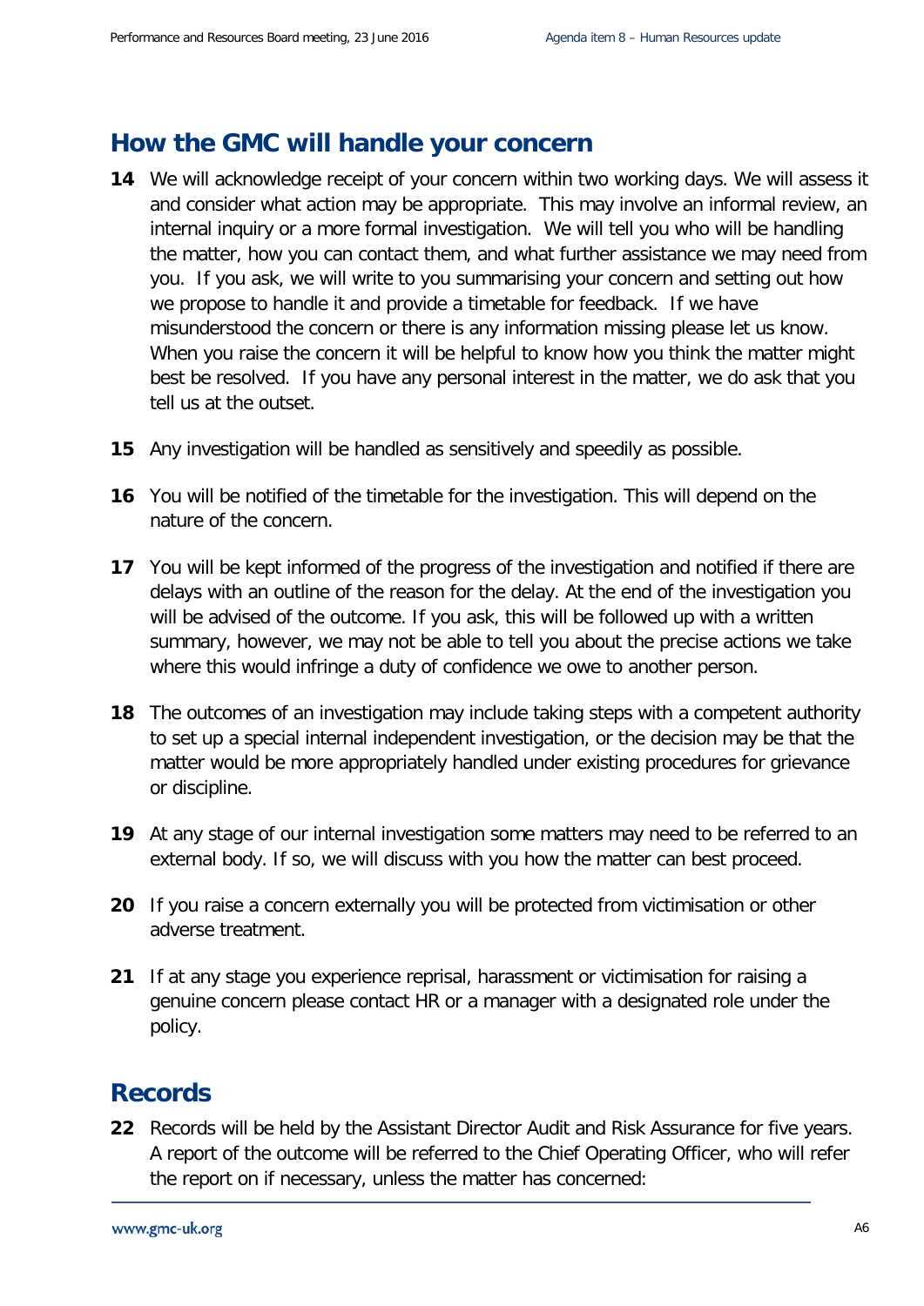## How the GMC will handle your concern

**14** We will acknowledge receipt of your concern within two working days. We will assess it and consider what action may be appropriate. This may involve an informal review, an internal inquiry or a more formal investigation. We will tell you who will be handling the matter, how you can contact them, and what further assistance we may need from you. If you ask, we will write to you summarising your concern and setting out how we propose to handle it and provide a timetable for feedback. If we have misunderstood the concern or there is any information missing please let us know. When you raise the concern it will be helpful to know how you think the matter might best be resolved. If you have any personal interest in the matter, we do ask that you tell us at the outset.

**15** Any investigation will be handled as sensitively and speedily as possible.

**16** You will be notified of the timetable for the investigation. This will depend on the nature of the concern.

**17** You will be kept informed of the progress of the investigation and notified if there are delays with an outline of the reason for the delay. At the end of the investigation you will be advised of the outcome. If you ask, this will be followed up with a written summary, however, we may not be able to tell you about the precise actions we take where this would infringe a duty of confidence we owe to another person.

**18** The outcomes of an investigation may include taking steps with a competent authority to set up a special internal independent investigation, or the decision may be that the matter would be more appropriately handled under existing procedures for grievance or discipline.

**19** At any stage of our internal investigation some matters may need to be referred to an external body. If so, we will discuss with you how the matter can best proceed.

**20** If you raise a concern externally you will be protected from victimisation or other adverse treatment.

**21** If at any stage you experience reprisal, harassment or victimisation for raising a genuine concern please contact HR or a manager with a designated role under the policy.

## Records

**22** Records will be held by the Assistant Director Audit and Risk Assurance for five years. A report of the outcome will be referred to the Chief Operating Officer, who will refer the report on if necessary, unless the matter has concerned: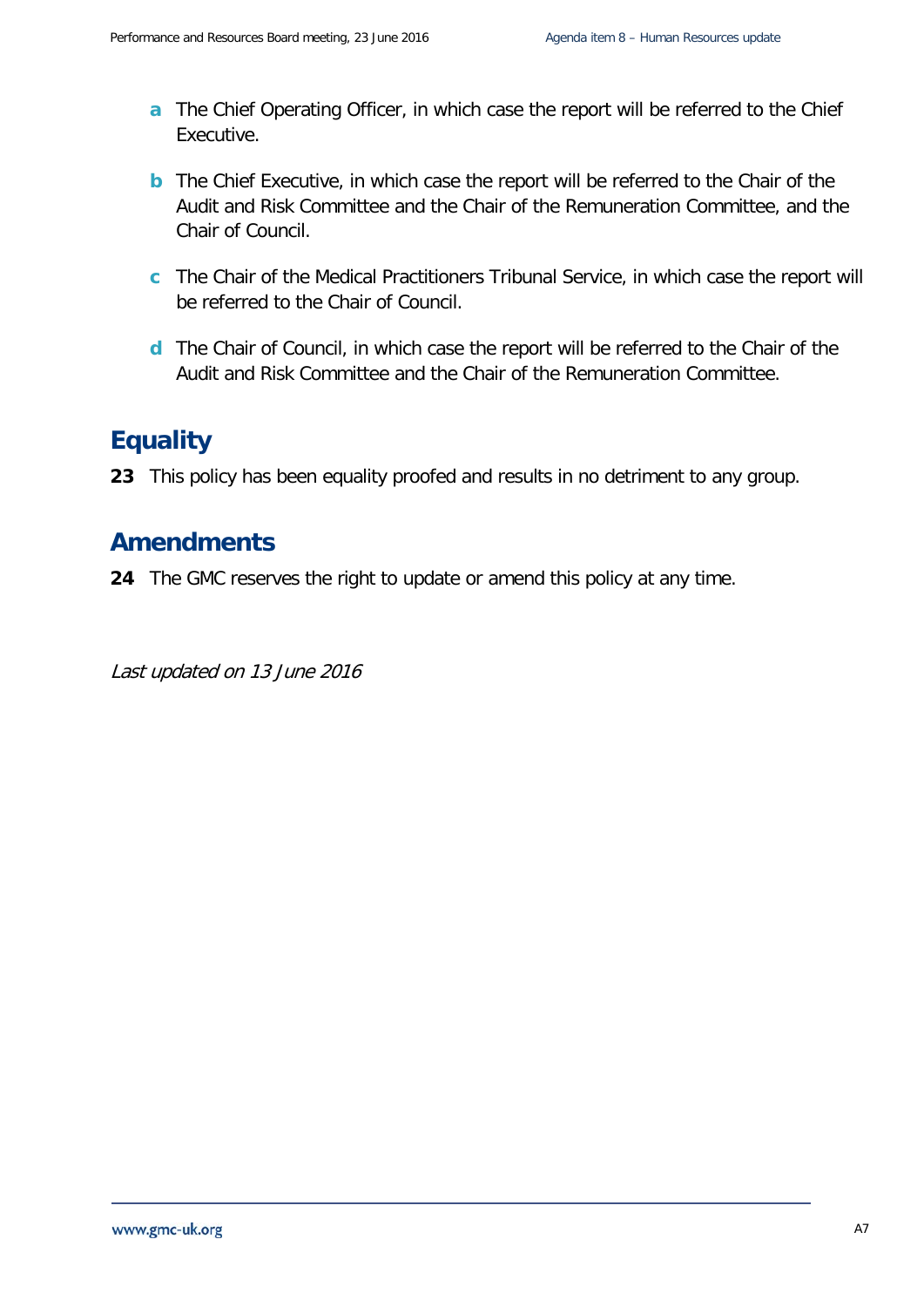**a** The Chief Operating Officer, in which case the report will be referred to the Chief Executive.

**b** The Chief Executive, in which case the report will be referred to the Chair of the Audit and Risk Committee and the Chair of the Remuneration Committee, and the Chair of Council.

**c** The Chair of the Medical Practitioners Tribunal Service, in which case the report will be referred to the Chair of Council.

**d** The Chair of Council, in which case the report will be referred to the Chair of the Audit and Risk Committee and the Chair of the Remuneration Committee.

## Equality

**23** This policy has been equality proofed and results in no detriment to any group.

## Amendments

**24** The GMC reserves the right to update or amend this policy at any time.

*Last updated on 13 June 2016*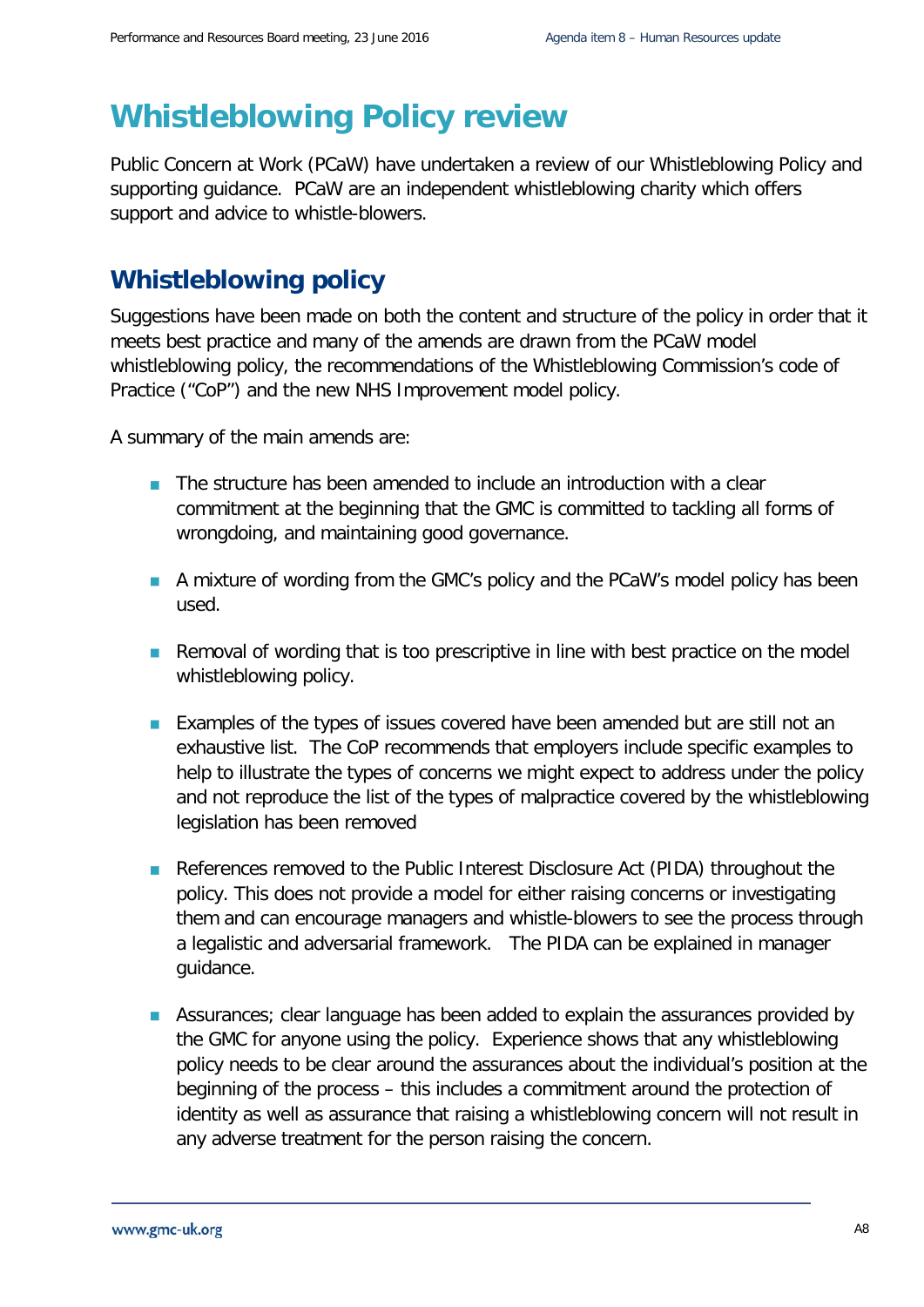# Whistleblowing Policy review

Public Concern at Work (PCaW) have undertaken a review of our Whistleblowing Policy and supporting guidance. PCaW are an independent whistleblowing charity which offers support and advice to whistle-blowers.

## Whistleblowing policy

Suggestions have been made on both the content and structure of the policy in order that it meets best practice and many of the amends are drawn from the PCaW model whistleblowing policy, the recommendations of the Whistleblowing Commission's code of Practice ("CoP") and the new NHS Improvement model policy.

A summary of the main amends are:

- The structure has been amended to include an introduction with a clear commitment at the beginning that the GMC is committed to tackling all forms of wrongdoing, and maintaining good governance.
- A mixture of wording from the GMC's policy and the PCaW's model policy has been used.
- Removal of wording that is too prescriptive in line with best practice on the model whistleblowing policy.
- Examples of the types of issues covered have been amended but are still not an exhaustive list. The CoP recommends that employers include specific examples to help to illustrate the types of concerns we might expect to address under the policy and not reproduce the list of the types of malpractice covered by the whistleblowing legislation has been removed
- References removed to the Public Interest Disclosure Act (PIDA) throughout the policy. This does not provide a model for either raising concerns or investigating them and can encourage managers and whistle-blowers to see the process through a legalistic and adversarial framework. The PIDA can be explained in manager guidance.
- Assurances; clear language has been added to explain the assurances provided by the GMC for anyone using the policy. Experience shows that any whistleblowing policy needs to be clear around the assurances about the individual's position at the beginning of the process – this includes a commitment around the protection of identity as well as assurance that raising a whistleblowing concern will not result in any adverse treatment for the person raising the concern.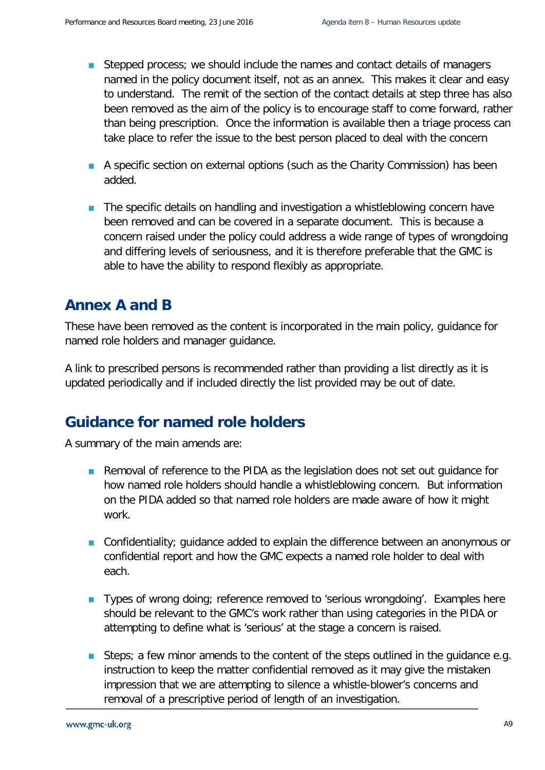- Stepped process; we should include the names and contact details of managers named in the policy document itself, not as an annex. This makes it clear and easy to understand. The remit of the section of the contact details at step three has also been removed as the aim of the policy is to encourage staff to come forward, rather than being prescription. Once the information is available then a triage process can take place to refer the issue to the best person placed to deal with the concern

- A specific section on external options (such as the Charity Commission) has been added.

- The specific details on handling and investigation a whistleblowing concern have been removed and can be covered in a separate document. This is because a concern raised under the policy could address a wide range of types of wrongdoing and differing levels of seriousness, and it is therefore preferable that the GMC is able to have the ability to respond flexibly as appropriate.

## Annex A and B

These have been removed as the content is incorporated in the main policy, guidance for named role holders and manager guidance.

A link to prescribed persons is recommended rather than providing a list directly as it is updated periodically and if included directly the list provided may be out of date.

## Guidance for named role holders

A summary of the main amends are:

- Removal of reference to the PIDA as the legislation does not set out guidance for how named role holders should handle a whistleblowing concern. But information on the PIDA added so that named role holders are made aware of how it might work.

- Confidentiality; guidance added to explain the difference between an anonymous or confidential report and how the GMC expects a named role holder to deal with each.

- Types of wrong doing; reference removed to 'serious wrongdoing'. Examples here should be relevant to the GMC's work rather than using categories in the PIDA or attempting to define what is 'serious' at the stage a concern is raised.

- Steps; a few minor amends to the content of the steps outlined in the guidance e.g. instruction to keep the matter confidential removed as it may give the mistaken impression that we are attempting to silence a whistle-blower's concerns and removal of a prescriptive period of length of an investigation.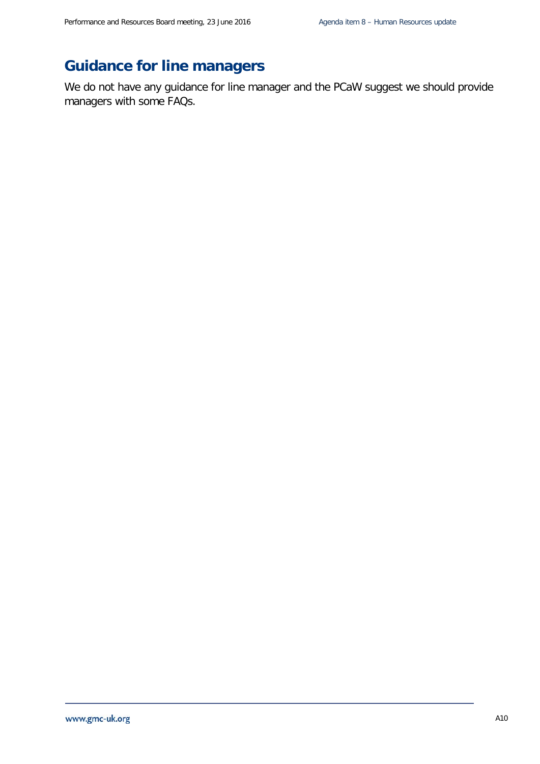## Guidance for line managers

We do not have any guidance for line manager and the PCaW suggest we should provide managers with some FAQs.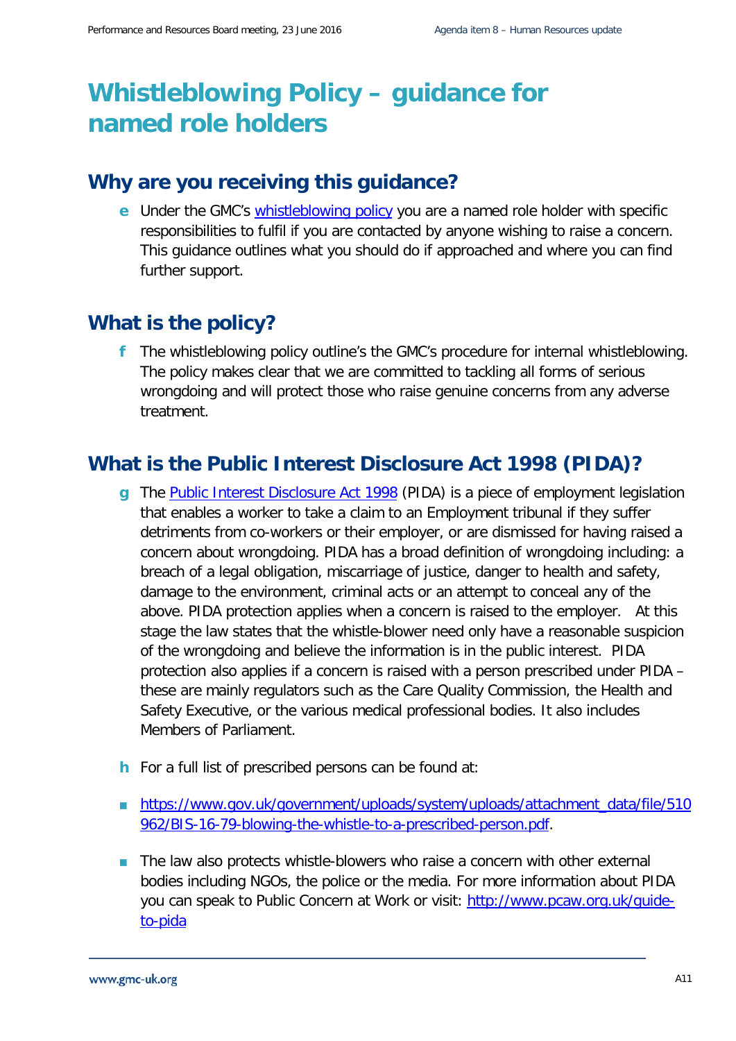# Whistleblowing Policy – guidance for named role holders

## Why are you receiving this guidance?

**e** Under the GMC's [whistleblowing policy](#) you are a named role holder with specific responsibilities to fulfil if you are contacted by anyone wishing to raise a concern. This guidance outlines what you should do if approached and where you can find further support.

## What is the policy?

**f** The whistleblowing policy outline's the GMC's procedure for internal whistleblowing. The policy makes clear that we are committed to tackling all forms of serious wrongdoing and will protect those who raise genuine concerns from any adverse treatment.

## What is the Public Interest Disclosure Act 1998 (PIDA)?

**g** The [Public Interest Disclosure Act 1998](#) (PIDA) is a piece of employment legislation that enables a worker to take a claim to an Employment tribunal if they suffer detriments from co-workers or their employer, or are dismissed for having raised a concern about wrongdoing. PIDA has a broad definition of wrongdoing including: a breach of a legal obligation, miscarriage of justice, danger to health and safety, damage to the environment, criminal acts or an attempt to conceal any of the above. PIDA protection applies when a concern is raised to the employer. At this stage the law states that the whistle-blower need only have a reasonable suspicion of the wrongdoing and believe the information is in the public interest. PIDA protection also applies if a concern is raised with a person prescribed under PIDA – these are mainly regulators such as the Care Quality Commission, the Health and Safety Executive, or the various medical professional bodies. It also includes Members of Parliament.

**h** For a full list of prescribed persons can be found at:

- https://www.gov.uk/government/uploads/system/uploads/attachment_data/file/510962/BIS-16-79-blowing-the-whistle-to-a-prescribed-person.pdf.
- The law also protects whistle-blowers who raise a concern with other external bodies including NGOs, the police or the media. For more information about PIDA you can speak to Public Concern at Work or visit: http://www.pcaw.org.uk/guide-to-pida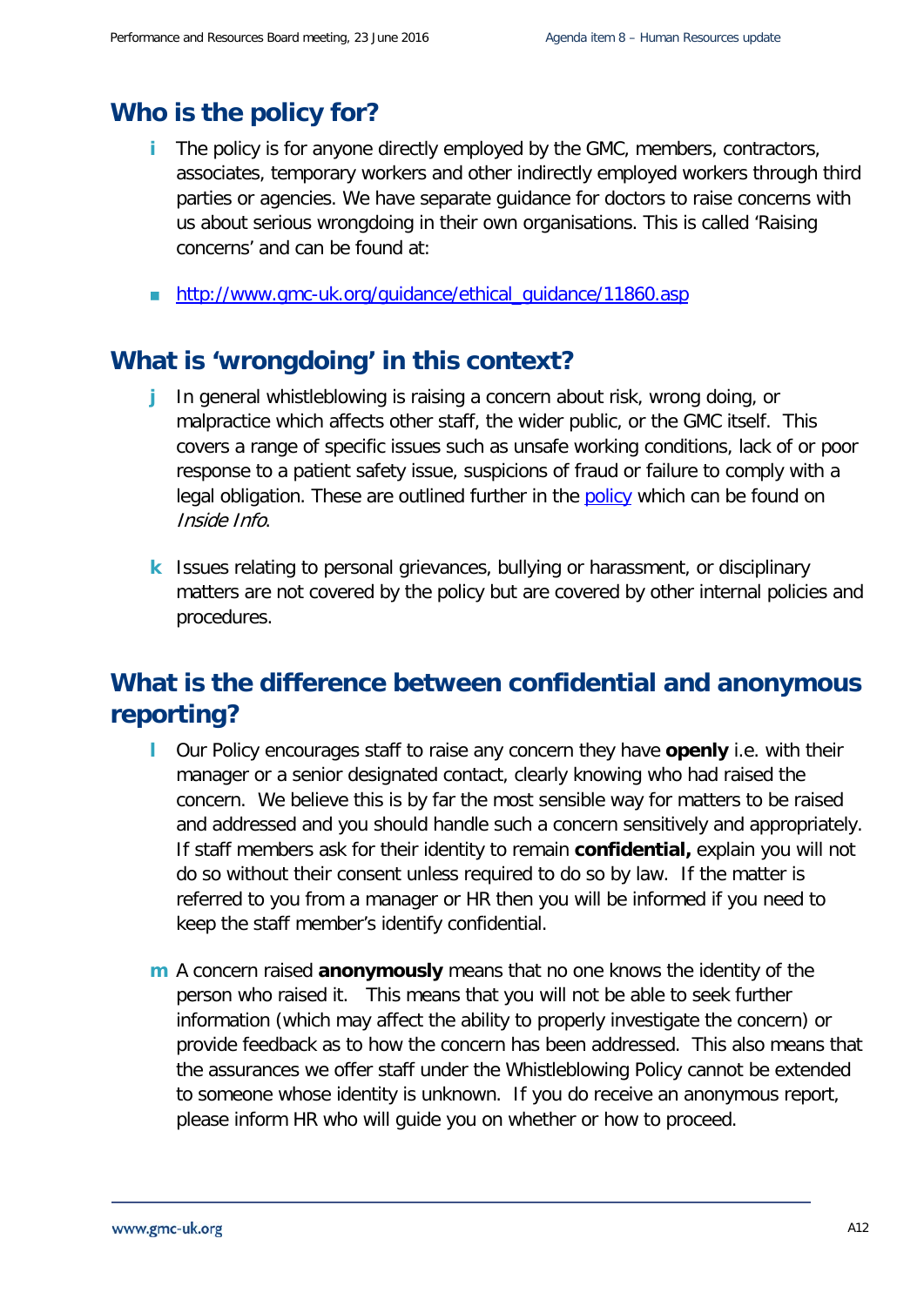## Who is the policy for?

i The policy is for anyone directly employed by the GMC, members, contractors, associates, temporary workers and other indirectly employed workers through third parties or agencies. We have separate guidance for doctors to raise concerns with us about serious wrongdoing in their own organisations. This is called 'Raising concerns' and can be found at:

- http://www.gmc-uk.org/guidance/ethical_guidance/11860.asp

## What is 'wrongdoing' in this context?

j In general whistleblowing is raising a concern about risk, wrong doing, or malpractice which affects other staff, the wider public, or the GMC itself. This covers a range of specific issues such as unsafe working conditions, lack of or poor response to a patient safety issue, suspicions of fraud or failure to comply with a legal obligation. These are outlined further in the policy which can be found on *Inside Info*.

k Issues relating to personal grievances, bullying or harassment, or disciplinary matters are not covered by the policy but are covered by other internal policies and procedures.

## What is the difference between confidential and anonymous reporting?

l Our Policy encourages staff to raise any concern they have **openly** i.e. with their manager or a senior designated contact, clearly knowing who had raised the concern. We believe this is by far the most sensible way for matters to be raised and addressed and you should handle such a concern sensitively and appropriately. If staff members ask for their identity to remain **confidential,** explain you will not do so without their consent unless required to do so by law. If the matter is referred to you from a manager or HR then you will be informed if you need to keep the staff member's identify confidential.

m A concern raised **anonymously** means that no one knows the identity of the person who raised it. This means that you will not be able to seek further information (which may affect the ability to properly investigate the concern) or provide feedback as to how the concern has been addressed. This also means that the assurances we offer staff under the Whistleblowing Policy cannot be extended to someone whose identity is unknown. If you do receive an anonymous report, please inform HR who will guide you on whether or how to proceed.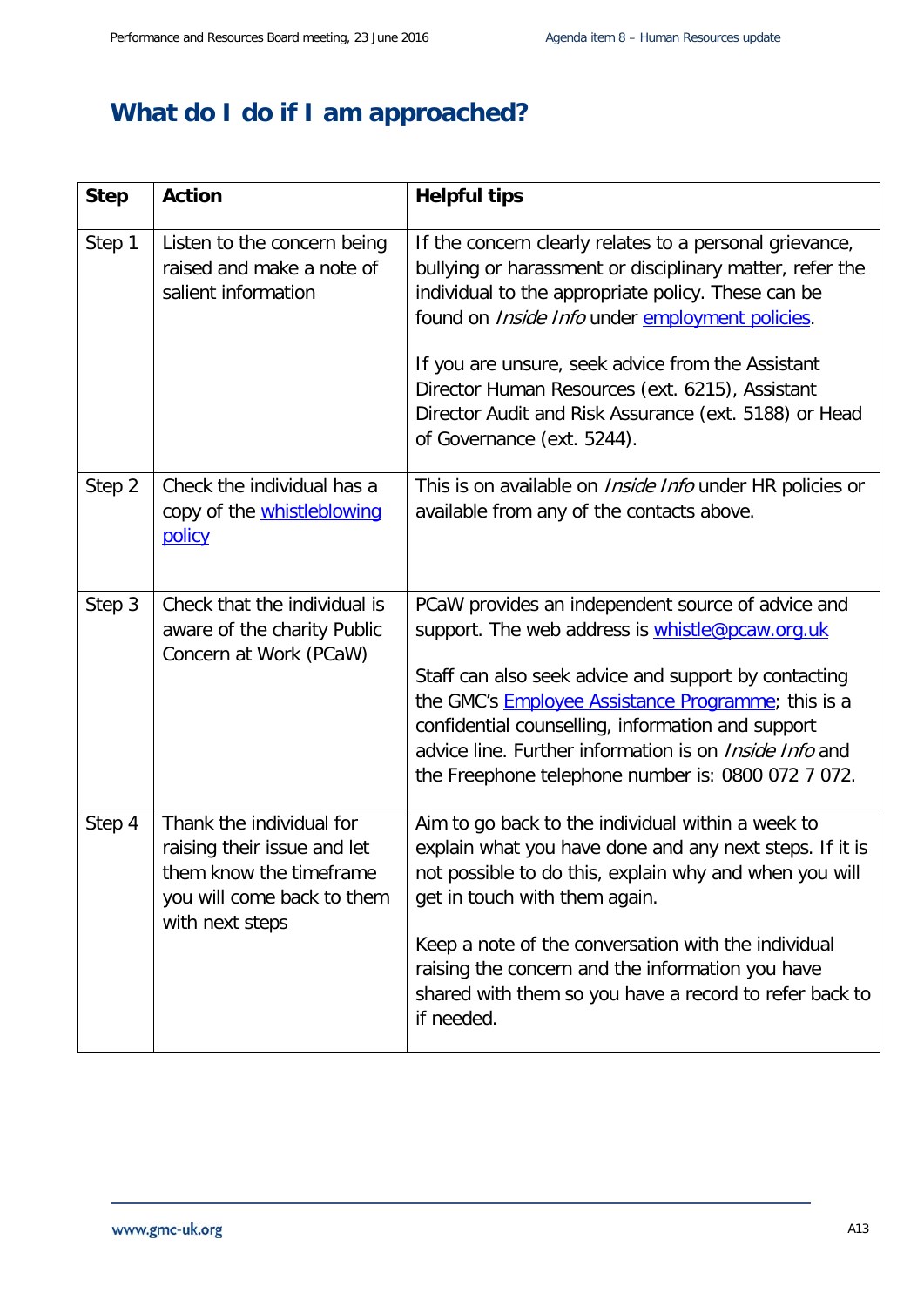## What do I do if I am approached?

| Step | Action | Helpful tips |
|---|---|---|
| Step 1 | Listen to the concern being raised and make a note of salient information | If the concern clearly relates to a personal grievance, bullying or harassment or disciplinary matter, refer the individual to the appropriate policy. These can be found on *Inside Info* under employment policies.<br><br>If you are unsure, seek advice from the Assistant Director Human Resources (ext. 6215), Assistant Director Audit and Risk Assurance (ext. 5188) or Head of Governance (ext. 5244). |
| Step 2 | Check the individual has a copy of the whistleblowing policy | This is on available on *Inside Info* under HR policies or available from any of the contacts above. |
| Step 3 | Check that the individual is aware of the charity Public Concern at Work (PCaW) | PCaW provides an independent source of advice and support. The web address is whistle@pcaw.org.uk<br><br>Staff can also seek advice and support by contacting the GMC's Employee Assistance Programme; this is a confidential counselling, information and support advice line. Further information is on *Inside Info* and the Freephone telephone number is: 0800 072 7 072. |
| Step 4 | Thank the individual for raising their issue and let them know the timeframe you will come back to them with next steps | Aim to go back to the individual within a week to explain what you have done and any next steps. If it is not possible to do this, explain why and when you will get in touch with them again.<br><br>Keep a note of the conversation with the individual raising the concern and the information you have shared with them so you have a record to refer back to if needed. |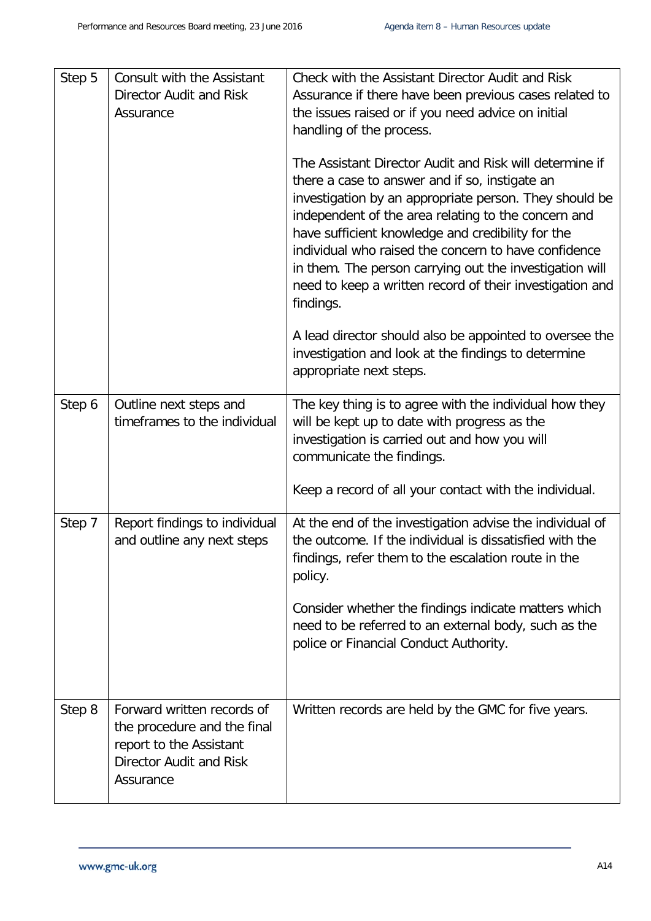| | | |
|---|---|---|
| Step 5 | Consult with the Assistant Director Audit and Risk Assurance | Check with the Assistant Director Audit and Risk Assurance if there have been previous cases related to the issues raised or if you need advice on initial handling of the process.<br><br>The Assistant Director Audit and Risk will determine if there a case to answer and if so, instigate an investigation by an appropriate person. They should be independent of the area relating to the concern and have sufficient knowledge and credibility for the individual who raised the concern to have confidence in them. The person carrying out the investigation will need to keep a written record of their investigation and findings.<br><br>A lead director should also be appointed to oversee the investigation and look at the findings to determine appropriate next steps. |
| Step 6 | Outline next steps and timeframes to the individual | The key thing is to agree with the individual how they will be kept up to date with progress as the investigation is carried out and how you will communicate the findings.<br><br>Keep a record of all your contact with the individual. |
| Step 7 | Report findings to individual and outline any next steps | At the end of the investigation advise the individual of the outcome. If the individual is dissatisfied with the findings, refer them to the escalation route in the policy.<br><br>Consider whether the findings indicate matters which need to be referred to an external body, such as the police or Financial Conduct Authority. |
| Step 8 | Forward written records of the procedure and the final report to the Assistant Director Audit and Risk Assurance | Written records are held by the GMC for five years. |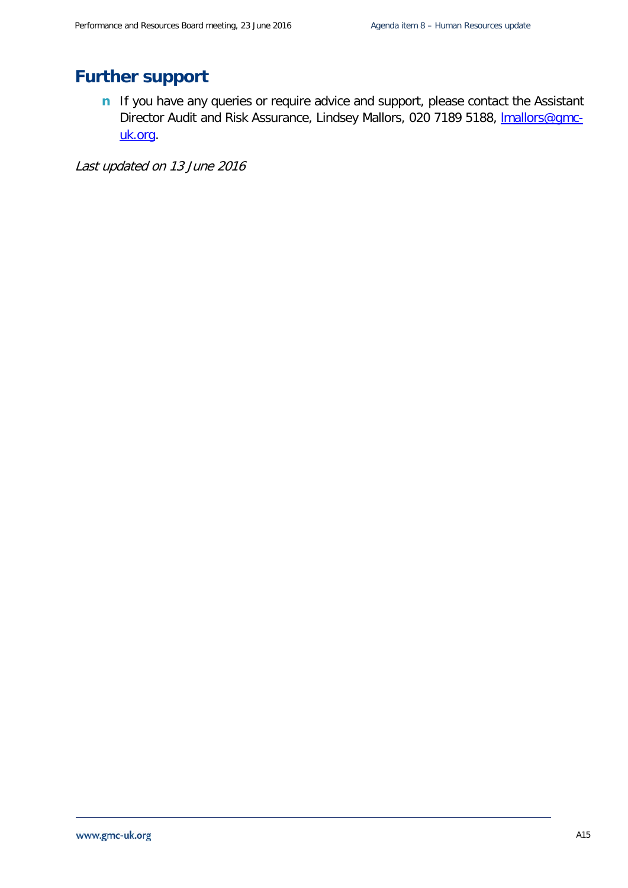## Further support

- If you have any queries or require advice and support, please contact the Assistant Director Audit and Risk Assurance, Lindsey Mallors, 020 7189 5188, [lmallors@gmc-uk.org](mailto:lmallors@gmc-uk.org).

*Last updated on 13 June 2016*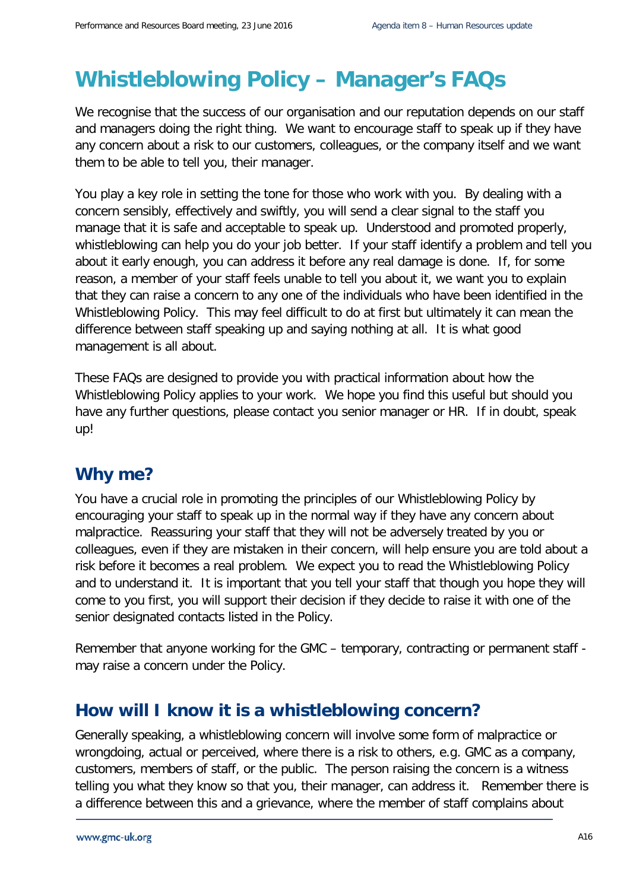# Whistleblowing Policy – Manager's FAQs

We recognise that the success of our organisation and our reputation depends on our staff and managers doing the right thing. We want to encourage staff to speak up if they have any concern about a risk to our customers, colleagues, or the company itself and we want them to be able to tell you, their manager.

You play a key role in setting the tone for those who work with you. By dealing with a concern sensibly, effectively and swiftly, you will send a clear signal to the staff you manage that it is safe and acceptable to speak up. Understood and promoted properly, whistleblowing can help you do your job better. If your staff identify a problem and tell you about it early enough, you can address it before any real damage is done. If, for some reason, a member of your staff feels unable to tell you about it, we want you to explain that they can raise a concern to any one of the individuals who have been identified in the Whistleblowing Policy. This may feel difficult to do at first but ultimately it can mean the difference between staff speaking up and saying nothing at all. It is what good management is all about.

These FAQs are designed to provide you with practical information about how the Whistleblowing Policy applies to your work. We hope you find this useful but should you have any further questions, please contact you senior manager or HR. If in doubt, speak up!

## Why me?

You have a crucial role in promoting the principles of our Whistleblowing Policy by encouraging your staff to speak up in the normal way if they have any concern about malpractice. Reassuring your staff that they will not be adversely treated by you or colleagues, even if they are mistaken in their concern, will help ensure you are told about a risk before it becomes a real problem. We expect you to read the Whistleblowing Policy and to understand it. It is important that you tell your staff that though you hope they will come to you first, you will support their decision if they decide to raise it with one of the senior designated contacts listed in the Policy.

Remember that anyone working for the GMC – temporary, contracting or permanent staff - may raise a concern under the Policy.

## How will I know it is a whistleblowing concern?

Generally speaking, a whistleblowing concern will involve some form of malpractice or wrongdoing, actual or perceived, where there is a risk to others, e.g. GMC as a company, customers, members of staff, or the public. The person raising the concern is a witness telling you what they know so that you, their manager, can address it. Remember there is a difference between this and a grievance, where the member of staff complains about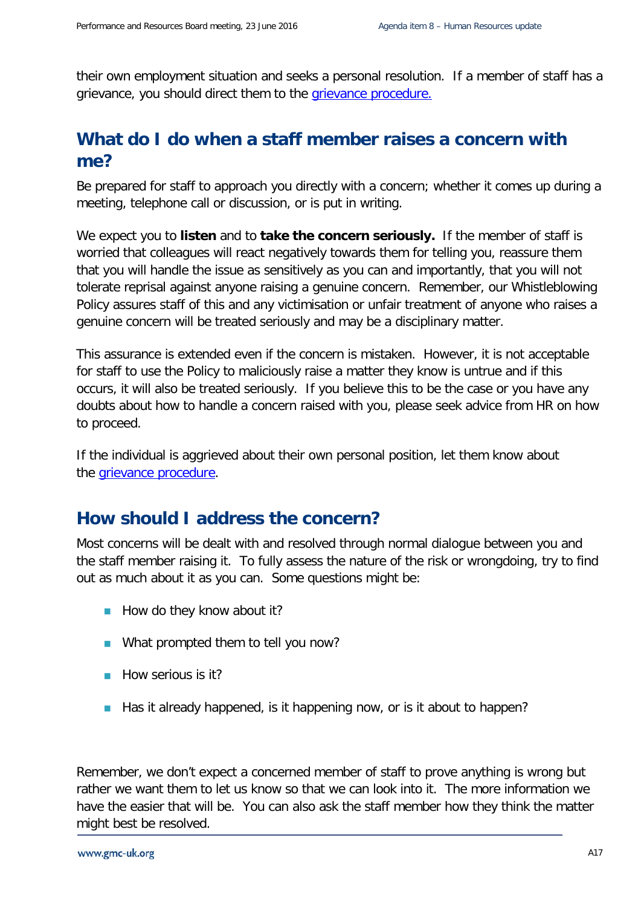their own employment situation and seeks a personal resolution. If a member of staff has a grievance, you should direct them to the grievance procedure.

## What do I do when a staff member raises a concern with me?

Be prepared for staff to approach you directly with a concern; whether it comes up during a meeting, telephone call or discussion, or is put in writing.

We expect you to **listen** and to **take the concern seriously.** If the member of staff is worried that colleagues will react negatively towards them for telling you, reassure them that you will handle the issue as sensitively as you can and importantly, that you will not tolerate reprisal against anyone raising a genuine concern. Remember, our Whistleblowing Policy assures staff of this and any victimisation or unfair treatment of anyone who raises a genuine concern will be treated seriously and may be a disciplinary matter.

This assurance is extended even if the concern is mistaken. However, it is not acceptable for staff to use the Policy to maliciously raise a matter they know is untrue and if this occurs, it will also be treated seriously. If you believe this to be the case or you have any doubts about how to handle a concern raised with you, please seek advice from HR on how to proceed.

If the individual is aggrieved about their own personal position, let them know about the grievance procedure.

## How should I address the concern?

Most concerns will be dealt with and resolved through normal dialogue between you and the staff member raising it. To fully assess the nature of the risk or wrongdoing, try to find out as much about it as you can. Some questions might be:

- How do they know about it?
- What prompted them to tell you now?
- How serious is it?
- Has it already happened, is it happening now, or is it about to happen?

Remember, we don't expect a concerned member of staff to prove anything is wrong but rather we want them to let us know so that we can look into it. The more information we have the easier that will be. You can also ask the staff member how they think the matter might best be resolved.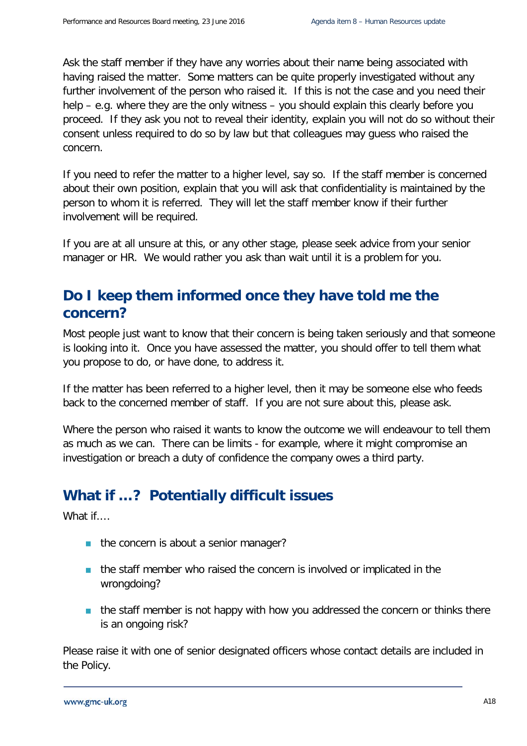Ask the staff member if they have any worries about their name being associated with having raised the matter. Some matters can be quite properly investigated without any further involvement of the person who raised it. If this is not the case and you need their help – e.g. where they are the only witness – you should explain this clearly before you proceed. If they ask you not to reveal their identity, explain you will not do so without their consent unless required to do so by law but that colleagues may guess who raised the concern.

If you need to refer the matter to a higher level, say so. If the staff member is concerned about their own position, explain that you will ask that confidentiality is maintained by the person to whom it is referred. They will let the staff member know if their further involvement will be required.

If you are at all unsure at this, or any other stage, please seek advice from your senior manager or HR. We would rather you ask than wait until it is a problem for you.

## Do I keep them informed once they have told me the concern?

Most people just want to know that their concern is being taken seriously and that someone is looking into it. Once you have assessed the matter, you should offer to tell them what you propose to do, or have done, to address it.

If the matter has been referred to a higher level, then it may be someone else who feeds back to the concerned member of staff. If you are not sure about this, please ask.

Where the person who raised it wants to know the outcome we will endeavour to tell them as much as we can. There can be limits - for example, where it might compromise an investigation or breach a duty of confidence the company owes a third party.

## What if …? Potentially difficult issues

What if….

- the concern is about a senior manager?
- the staff member who raised the concern is involved or implicated in the wrongdoing?
- the staff member is not happy with how you addressed the concern or thinks there is an ongoing risk?

Please raise it with one of senior designated officers whose contact details are included in the Policy.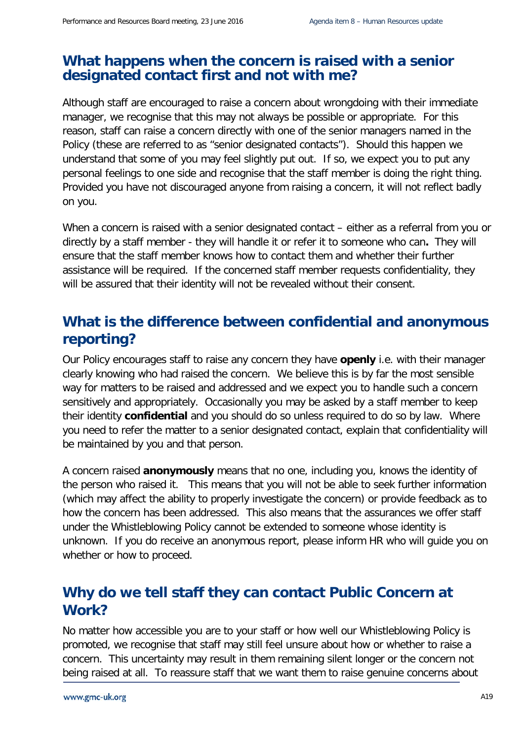## What happens when the concern is raised with a senior designated contact first and not with me?

Although staff are encouraged to raise a concern about wrongdoing with their immediate manager, we recognise that this may not always be possible or appropriate. For this reason, staff can raise a concern directly with one of the senior managers named in the Policy (these are referred to as "senior designated contacts"). Should this happen we understand that some of you may feel slightly put out. If so, we expect you to put any personal feelings to one side and recognise that the staff member is doing the right thing. Provided you have not discouraged anyone from raising a concern, it will not reflect badly on you.

When a concern is raised with a senior designated contact – either as a referral from you or directly by a staff member - they will handle it or refer it to someone who can**.** They will ensure that the staff member knows how to contact them and whether their further assistance will be required. If the concerned staff member requests confidentiality, they will be assured that their identity will not be revealed without their consent.

## What is the difference between confidential and anonymous reporting?

Our Policy encourages staff to raise any concern they have **openly** i.e. with their manager clearly knowing who had raised the concern. We believe this is by far the most sensible way for matters to be raised and addressed and we expect you to handle such a concern sensitively and appropriately. Occasionally you may be asked by a staff member to keep their identity **confidential** and you should do so unless required to do so by law. Where you need to refer the matter to a senior designated contact, explain that confidentiality will be maintained by you and that person.

A concern raised **anonymously** means that no one, including you, knows the identity of the person who raised it. This means that you will not be able to seek further information (which may affect the ability to properly investigate the concern) or provide feedback as to how the concern has been addressed. This also means that the assurances we offer staff under the Whistleblowing Policy cannot be extended to someone whose identity is unknown. If you do receive an anonymous report, please inform HR who will guide you on whether or how to proceed.

## Why do we tell staff they can contact Public Concern at Work?

No matter how accessible you are to your staff or how well our Whistleblowing Policy is promoted, we recognise that staff may still feel unsure about how or whether to raise a concern. This uncertainty may result in them remaining silent longer or the concern not being raised at all. To reassure staff that we want them to raise genuine concerns about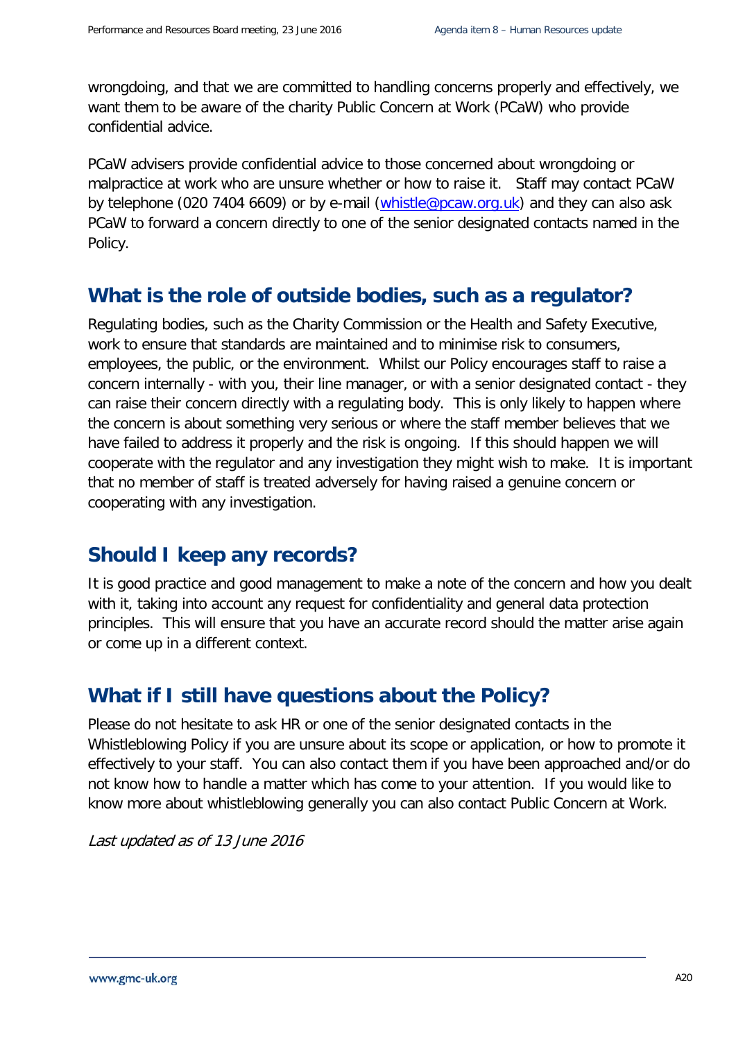wrongdoing, and that we are committed to handling concerns properly and effectively, we want them to be aware of the charity Public Concern at Work (PCaW) who provide confidential advice.

PCaW advisers provide confidential advice to those concerned about wrongdoing or malpractice at work who are unsure whether or how to raise it. Staff may contact PCaW by telephone (020 7404 6609) or by e-mail (whistle@pcaw.org.uk) and they can also ask PCaW to forward a concern directly to one of the senior designated contacts named in the Policy.

## What is the role of outside bodies, such as a regulator?

Regulating bodies, such as the Charity Commission or the Health and Safety Executive, work to ensure that standards are maintained and to minimise risk to consumers, employees, the public, or the environment. Whilst our Policy encourages staff to raise a concern internally - with you, their line manager, or with a senior designated contact - they can raise their concern directly with a regulating body. This is only likely to happen where the concern is about something very serious or where the staff member believes that we have failed to address it properly and the risk is ongoing. If this should happen we will cooperate with the regulator and any investigation they might wish to make. It is important that no member of staff is treated adversely for having raised a genuine concern or cooperating with any investigation.

## Should I keep any records?

It is good practice and good management to make a note of the concern and how you dealt with it, taking into account any request for confidentiality and general data protection principles. This will ensure that you have an accurate record should the matter arise again or come up in a different context.

## What if I still have questions about the Policy?

Please do not hesitate to ask HR or one of the senior designated contacts in the Whistleblowing Policy if you are unsure about its scope or application, or how to promote it effectively to your staff. You can also contact them if you have been approached and/or do not know how to handle a matter which has come to your attention. If you would like to know more about whistleblowing generally you can also contact Public Concern at Work.

*Last updated as of 13 June 2016*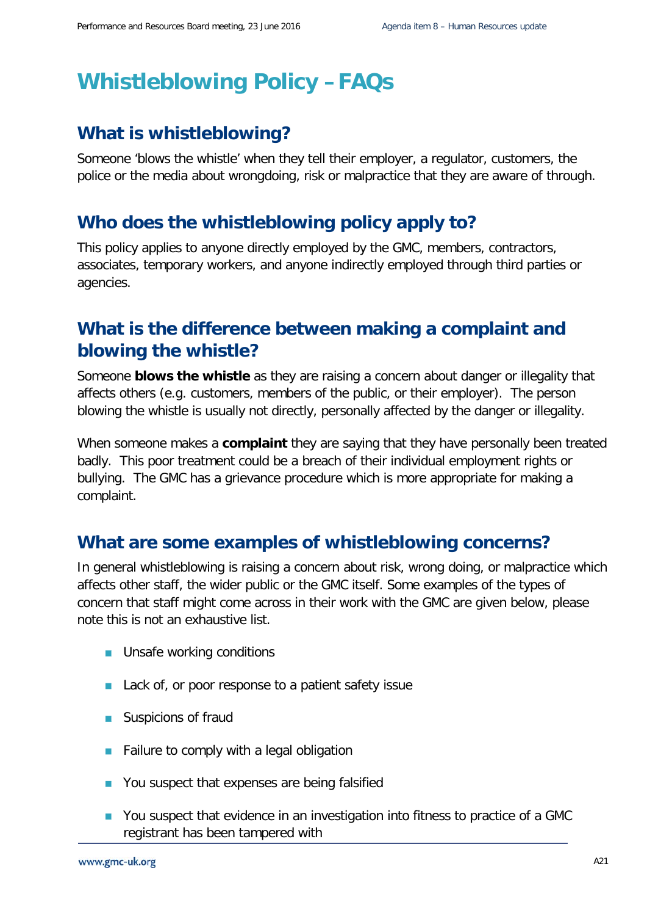# Whistleblowing Policy – FAQs

## What is whistleblowing?

Someone 'blows the whistle' when they tell their employer, a regulator, customers, the police or the media about wrongdoing, risk or malpractice that they are aware of through.

## Who does the whistleblowing policy apply to?

This policy applies to anyone directly employed by the GMC, members, contractors, associates, temporary workers, and anyone indirectly employed through third parties or agencies.

## What is the difference between making a complaint and blowing the whistle?

Someone **blows the whistle** as they are raising a concern about danger or illegality that affects others (e.g. customers, members of the public, or their employer). The person blowing the whistle is usually not directly, personally affected by the danger or illegality.

When someone makes a **complaint** they are saying that they have personally been treated badly. This poor treatment could be a breach of their individual employment rights or bullying. The GMC has a grievance procedure which is more appropriate for making a complaint.

## What are some examples of whistleblowing concerns?

In general whistleblowing is raising a concern about risk, wrong doing, or malpractice which affects other staff, the wider public or the GMC itself. Some examples of the types of concern that staff might come across in their work with the GMC are given below, please note this is not an exhaustive list.

- Unsafe working conditions
- Lack of, or poor response to a patient safety issue
- Suspicions of fraud
- Failure to comply with a legal obligation
- You suspect that expenses are being falsified
- You suspect that evidence in an investigation into fitness to practice of a GMC registrant has been tampered with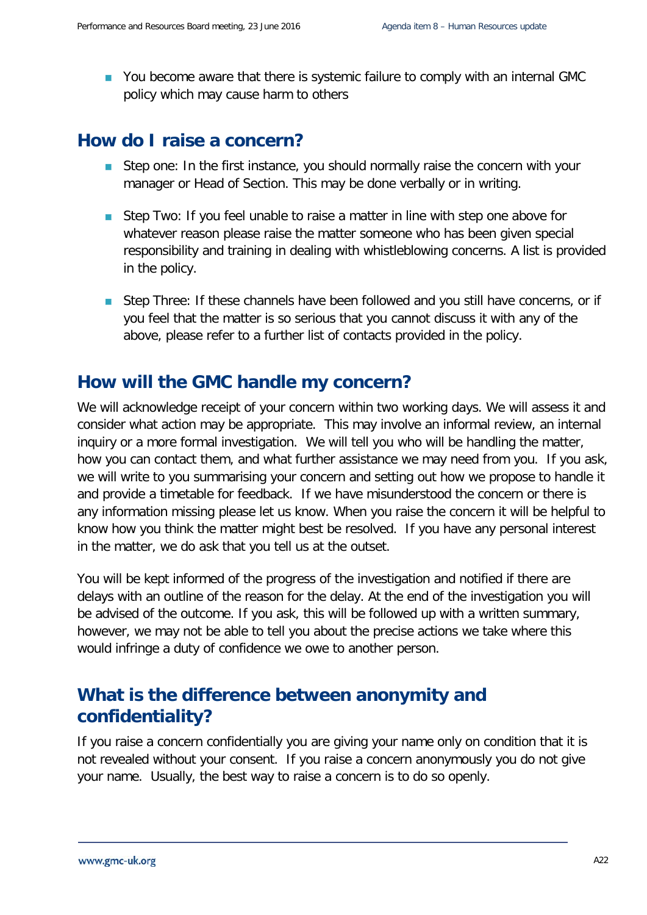- You become aware that there is systemic failure to comply with an internal GMC policy which may cause harm to others

## How do I raise a concern?

- Step one: In the first instance, you should normally raise the concern with your manager or Head of Section. This may be done verbally or in writing.

- Step Two: If you feel unable to raise a matter in line with step one above for whatever reason please raise the matter someone who has been given special responsibility and training in dealing with whistleblowing concerns. A list is provided in the policy.

- Step Three: If these channels have been followed and you still have concerns, or if you feel that the matter is so serious that you cannot discuss it with any of the above, please refer to a further list of contacts provided in the policy.

## How will the GMC handle my concern?

We will acknowledge receipt of your concern within two working days. We will assess it and consider what action may be appropriate. This may involve an informal review, an internal inquiry or a more formal investigation. We will tell you who will be handling the matter, how you can contact them, and what further assistance we may need from you. If you ask, we will write to you summarising your concern and setting out how we propose to handle it and provide a timetable for feedback. If we have misunderstood the concern or there is any information missing please let us know. When you raise the concern it will be helpful to know how you think the matter might best be resolved. If you have any personal interest in the matter, we do ask that you tell us at the outset.

You will be kept informed of the progress of the investigation and notified if there are delays with an outline of the reason for the delay. At the end of the investigation you will be advised of the outcome. If you ask, this will be followed up with a written summary, however, we may not be able to tell you about the precise actions we take where this would infringe a duty of confidence we owe to another person.

## What is the difference between anonymity and confidentiality?

If you raise a concern confidentially you are giving your name only on condition that it is not revealed without your consent. If you raise a concern anonymously you do not give your name. Usually, the best way to raise a concern is to do so openly.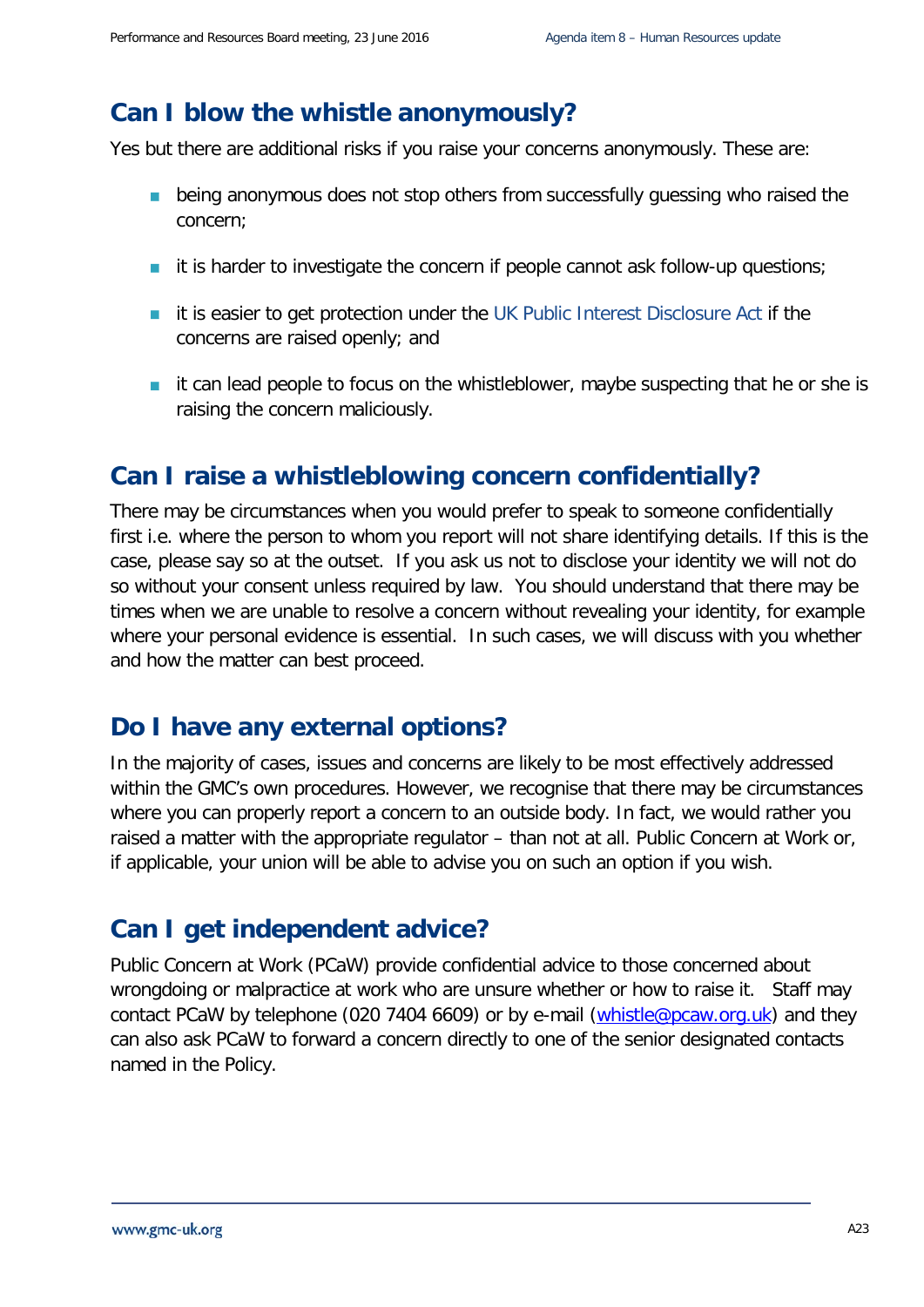## Can I blow the whistle anonymously?

Yes but there are additional risks if you raise your concerns anonymously. These are:

- being anonymous does not stop others from successfully guessing who raised the concern;
- it is harder to investigate the concern if people cannot ask follow-up questions;
- it is easier to get protection under the UK Public Interest Disclosure Act if the concerns are raised openly; and
- it can lead people to focus on the whistleblower, maybe suspecting that he or she is raising the concern maliciously.

## Can I raise a whistleblowing concern confidentially?

There may be circumstances when you would prefer to speak to someone confidentially first i.e. where the person to whom you report will not share identifying details. If this is the case, please say so at the outset. If you ask us not to disclose your identity we will not do so without your consent unless required by law. You should understand that there may be times when we are unable to resolve a concern without revealing your identity, for example where your personal evidence is essential. In such cases, we will discuss with you whether and how the matter can best proceed.

## Do I have any external options?

In the majority of cases, issues and concerns are likely to be most effectively addressed within the GMC's own procedures. However, we recognise that there may be circumstances where you can properly report a concern to an outside body. In fact, we would rather you raised a matter with the appropriate regulator – than not at all. Public Concern at Work or, if applicable, your union will be able to advise you on such an option if you wish.

## Can I get independent advice?

Public Concern at Work (PCaW) provide confidential advice to those concerned about wrongdoing or malpractice at work who are unsure whether or how to raise it. Staff may contact PCaW by telephone (020 7404 6609) or by e-mail (whistle@pcaw.org.uk) and they can also ask PCaW to forward a concern directly to one of the senior designated contacts named in the Policy.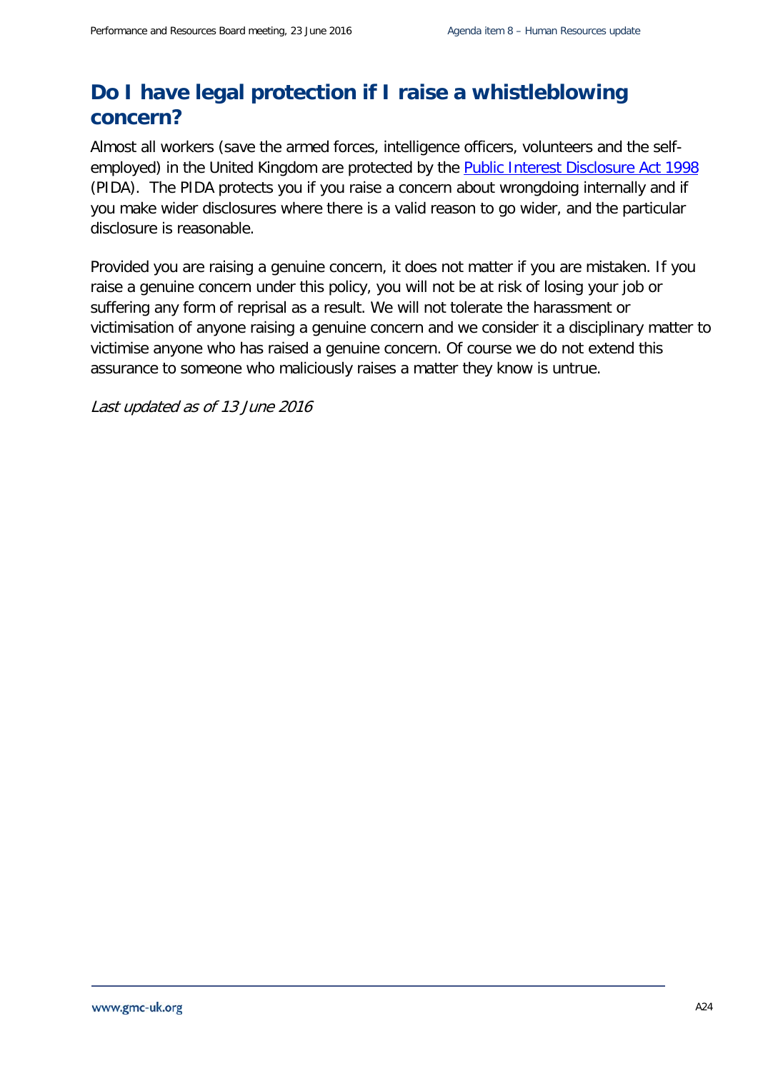## Do I have legal protection if I raise a whistleblowing concern?

Almost all workers (save the armed forces, intelligence officers, volunteers and the self-employed) in the United Kingdom are protected by the [Public Interest Disclosure Act 1998](#) (PIDA). The PIDA protects you if you raise a concern about wrongdoing internally and if you make wider disclosures where there is a valid reason to go wider, and the particular disclosure is reasonable.

Provided you are raising a genuine concern, it does not matter if you are mistaken. If you raise a genuine concern under this policy, you will not be at risk of losing your job or suffering any form of reprisal as a result. We will not tolerate the harassment or victimisation of anyone raising a genuine concern and we consider it a disciplinary matter to victimise anyone who has raised a genuine concern. Of course we do not extend this assurance to someone who maliciously raises a matter they know is untrue.

*Last updated as of 13 June 2016*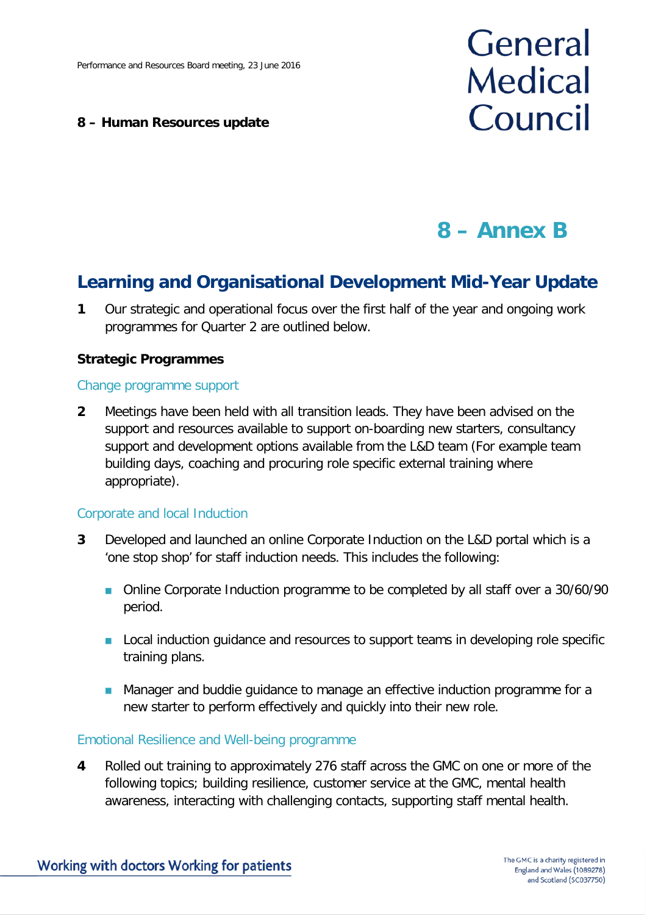**8 – Human Resources update**

# 8 – Annex B

## Learning and Organisational Development Mid-Year Update

**1** Our strategic and operational focus over the first half of the year and ongoing work programmes for Quarter 2 are outlined below.

### Strategic Programmes

#### Change programme support

**2** Meetings have been held with all transition leads. They have been advised on the support and resources available to support on-boarding new starters, consultancy support and development options available from the L&D team (For example team building days, coaching and procuring role specific external training where appropriate).

#### Corporate and local Induction

**3** Developed and launched an online Corporate Induction on the L&D portal which is a 'one stop shop' for staff induction needs. This includes the following:

- Online Corporate Induction programme to be completed by all staff over a 30/60/90 period.
- Local induction guidance and resources to support teams in developing role specific training plans.
- Manager and buddie guidance to manage an effective induction programme for a new starter to perform effectively and quickly into their new role.

#### Emotional Resilience and Well-being programme

**4** Rolled out training to approximately 276 staff across the GMC on one or more of the following topics; building resilience, customer service at the GMC, mental health awareness, interacting with challenging contacts, supporting staff mental health.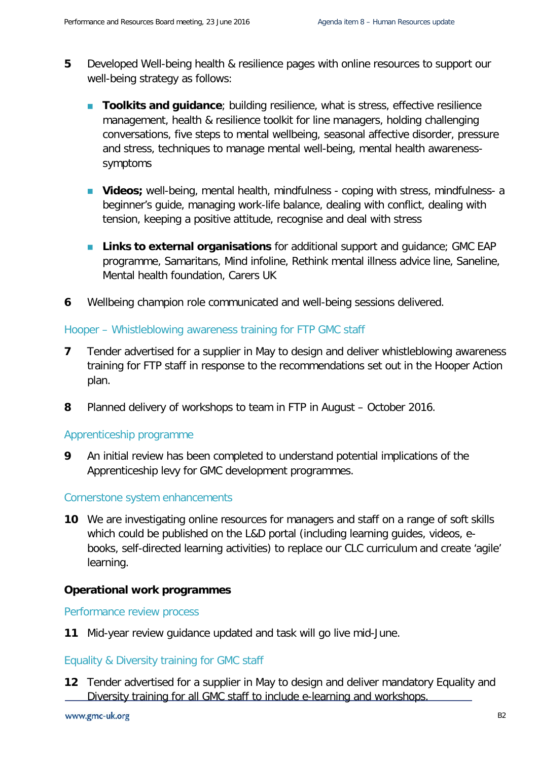5 Developed Well-being health & resilience pages with online resources to support our well-being strategy as follows:

- **Toolkits and guidance**; building resilience, what is stress, effective resilience management, health & resilience toolkit for line managers, holding challenging conversations, five steps to mental wellbeing, seasonal affective disorder, pressure and stress, techniques to manage mental well-being, mental health awareness-symptoms

- **Videos;** well-being, mental health, mindfulness - coping with stress, mindfulness- a beginner's guide, managing work-life balance, dealing with conflict, dealing with tension, keeping a positive attitude, recognise and deal with stress

- **Links to external organisations** for additional support and guidance; GMC EAP programme, Samaritans, Mind infoline, Rethink mental illness advice line, Saneline, Mental health foundation, Carers UK

6 Wellbeing champion role communicated and well-being sessions delivered.

### Hooper – Whistleblowing awareness training for FTP GMC staff

7 Tender advertised for a supplier in May to design and deliver whistleblowing awareness training for FTP staff in response to the recommendations set out in the Hooper Action plan.

8 Planned delivery of workshops to team in FTP in August – October 2016.

### Apprenticeship programme

9 An initial review has been completed to understand potential implications of the Apprenticeship levy for GMC development programmes.

### Cornerstone system enhancements

10 We are investigating online resources for managers and staff on a range of soft skills which could be published on the L&D portal (including learning guides, videos, e-books, self-directed learning activities) to replace our CLC curriculum and create 'agile' learning.

## Operational work programmes

### Performance review process

11 Mid-year review guidance updated and task will go live mid-June.

### Equality & Diversity training for GMC staff

12 Tender advertised for a supplier in May to design and deliver mandatory Equality and Diversity training for all GMC staff to include e-learning and workshops.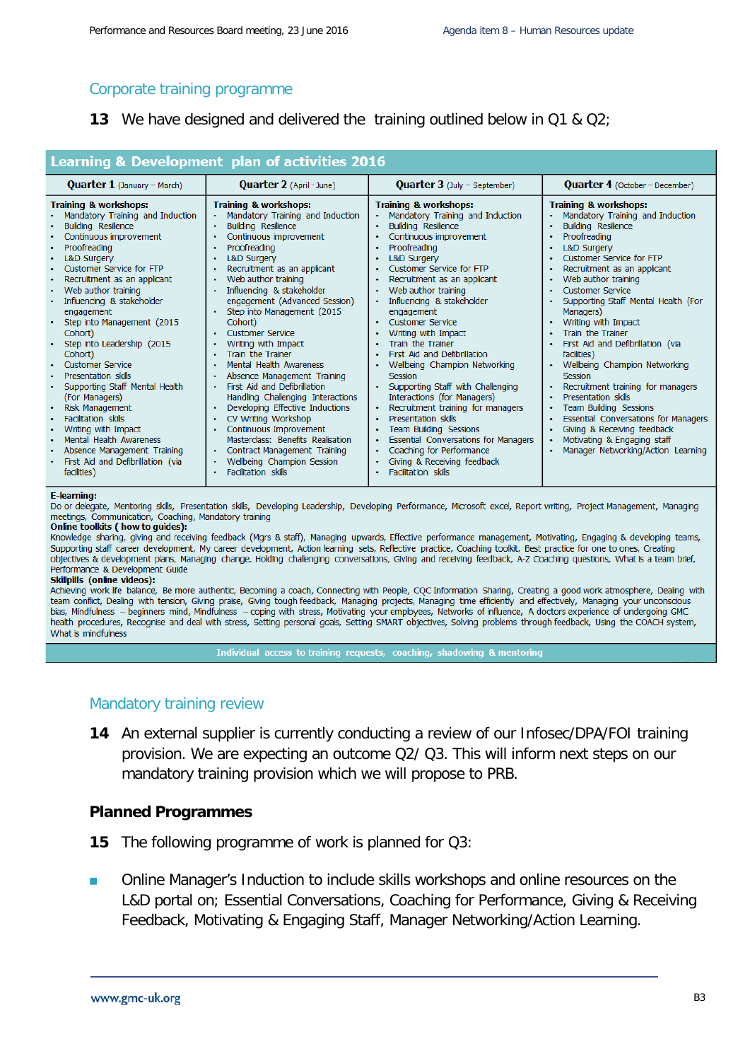## Corporate training programme

**13** We have designed and delivered the training outlined below in Q1 & Q2;

**Learning & Development plan of activities 2016**

| **Quarter 1** (January – March) | **Quarter 2** (April - June) | **Quarter 3** (July – September) | **Quarter 4** (October – December) |
|---|---|---|---|
| **Training & workshops:**<br>• Mandatory Training and Induction<br>• Building Resilience<br>• Continuous improvement<br>• Proofreading<br>• L&D Surgery<br>• Customer Service for FTP<br>• Recruitment as an applicant<br>• Web author training<br>• Influencing & stakeholder engagement<br>• Step into Management (2015 Cohort)<br>• Step into Leadership (2015 Cohort)<br>• Customer Service<br>• Presentation skills<br>• Supporting Staff Mental Health (For Managers)<br>• Risk Management<br>• Facilitation skills<br>• Writing with Impact<br>• Mental Health Awareness<br>• Absence Management Training<br>• First Aid and Defibrillation (via facilities) | **Training & workshops:**<br>• Mandatory Training and Induction<br>• Building Resilience<br>• Continuous improvement<br>• Proofreading<br>• L&D Surgery<br>• Recruitment as an applicant<br>• Web author training<br>• Influencing & stakeholder engagement (Advanced Session)<br>• Step into Management (2015 Cohort)<br>• Customer Service<br>• Writing with Impact<br>• Train the Trainer<br>• Mental Health Awareness<br>• Absence Management Training<br>• First Aid and Defibrillation Handling Challenging Interactions<br>• Developing Effective Inductions<br>• CV Writing Workshop<br>• Continuous Improvement Masterclass: Benefits Realisation<br>• Contract Management Training<br>• Wellbeing Champion Session<br>• Facilitation skills | **Training & workshops:**<br>• Mandatory Training and Induction<br>• Building Resilience<br>• Continuous improvement<br>• Proofreading<br>• L&D Surgery<br>• Customer Service for FTP<br>• Recruitment as an applicant<br>• Web author training<br>• Influencing & stakeholder engagement<br>• Customer Service<br>• Writing with Impact<br>• Train the Trainer<br>• First Aid and Defibrillation<br>• Wellbeing Champion Networking Session<br>• Supporting Staff with Challenging Interactions (for Managers)<br>• Recruitment training for managers<br>• Presentation skills<br>• Team Building Sessions<br>• Essential Conversations for Managers<br>• Coaching for Performance<br>• Giving & Receiving feedback<br>• Facilitation skills | **Training & workshops:**<br>• Mandatory Training and Induction<br>• Building Resilience<br>• Proofreading<br>• L&D Surgery<br>• Customer Service for FTP<br>• Recruitment as an applicant<br>• Web author training<br>• Customer Service<br>• Supporting Staff Mental Health (For Managers)<br>• Writing with Impact<br>• Train the Trainer<br>• First Aid and Defibrillation (via facilities)<br>• Wellbeing Champion Networking Session<br>• Recruitment training for managers<br>• Presentation skills<br>• Team Building Sessions<br>• Essential Conversations for Managers<br>• Giving & Receiving feedback<br>• Motivating & Engaging staff<br>• Manager Networking/Action Learning |

**E-learning:**
Do or delegate, Mentoring skills, Presentation skills, Developing Leadership, Developing Performance, Microsoft excel, Report writing, Project Management, Managing meetings, Communication, Coaching, Mandatory training

**Online toolkits ( how to guides):**
Knowledge sharing, giving and receiving feedback (Mgrs & staff), Managing upwards, Effective performance management, Motivating, Engaging & developing teams, Supporting staff career development, My career development, Action learning sets, Reflective practice, Coaching toolkit, Best practice for one to ones, Creating objectives & development plans, Managing change, Holding challenging conversations, Giving and receiving feedback, A-Z Coaching questions, What is a team brief, Performance & Development Guide

**Skillpills (online videos):**
Achieving work life balance, Be more authentic, Becoming a coach, Connecting with People, CQC Information Sharing, Creating a good work atmosphere, Dealing with team conflict, Dealing with tension, Giving praise, Giving tough feedback, Managing projects, Managing time efficiently and effectively, Managing your unconscious bias, Mindfulness – beginners mind, Mindfulness – coping with stress, Motivating your employees, Networks of influence, A doctors experience of undergoing GMC health procedures, Recognise and deal with stress, Setting personal goals, Setting SMART objectives, Solving problems through feedback, Using the COACH system, What is mindfulness

**Individual access to training requests, coaching, shadowing & mentoring**

## Mandatory training review

**14** An external supplier is currently conducting a review of our Infosec/DPA/FOI training provision. We are expecting an outcome Q2/ Q3. This will inform next steps on our mandatory training provision which we will propose to PRB.

### Planned Programmes

**15** The following programme of work is planned for Q3:

- Online Manager's Induction to include skills workshops and online resources on the L&D portal on; Essential Conversations, Coaching for Performance, Giving & Receiving Feedback, Motivating & Engaging Staff, Manager Networking/Action Learning.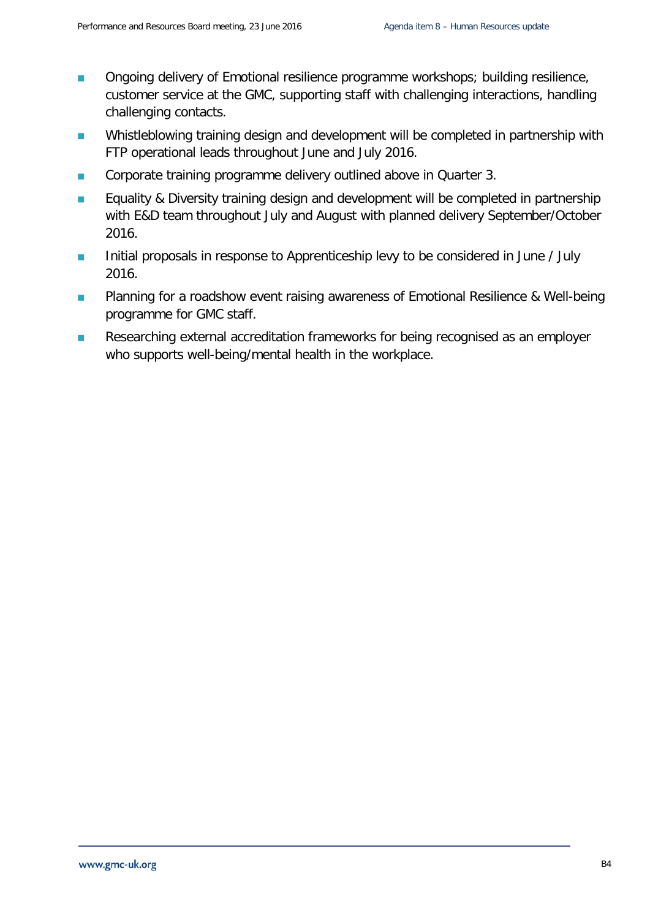- Ongoing delivery of Emotional resilience programme workshops; building resilience, customer service at the GMC, supporting staff with challenging interactions, handling challenging contacts.
- Whistleblowing training design and development will be completed in partnership with FTP operational leads throughout June and July 2016.
- Corporate training programme delivery outlined above in Quarter 3.
- Equality & Diversity training design and development will be completed in partnership with E&D team throughout July and August with planned delivery September/October 2016.
- Initial proposals in response to Apprenticeship levy to be considered in June / July 2016.
- Planning for a roadshow event raising awareness of Emotional Resilience & Well-being programme for GMC staff.
- Researching external accreditation frameworks for being recognised as an employer who supports well-being/mental health in the workplace.